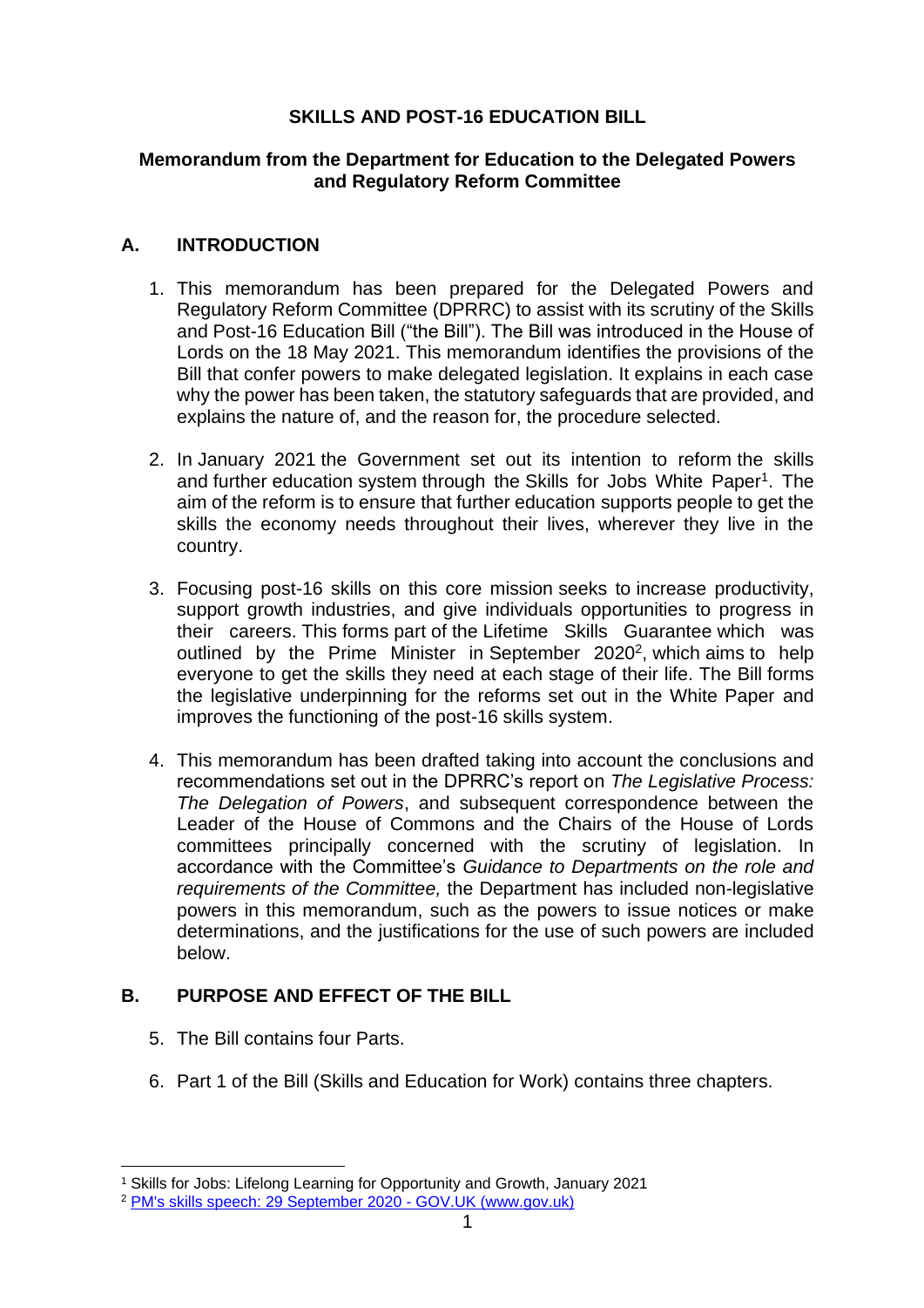**SKILLS AND POST-16 EDUCATION BILL**

**Memorandum from the Department for Education to the Delegated Powers and Regulatory Reform Committee**

## A. INTRODUCTION

1. This memorandum has been prepared for the Delegated Powers and Regulatory Reform Committee (DPRRC) to assist with its scrutiny of the Skills and Post-16 Education Bill ("the Bill"). The Bill was introduced in the House of Lords on the 18 May 2021. This memorandum identifies the provisions of the Bill that confer powers to make delegated legislation. It explains in each case why the power has been taken, the statutory safeguards that are provided, and explains the nature of, and the reason for, the procedure selected.

2. In January 2021 the Government set out its intention to reform the skills and further education system through the Skills for Jobs White Paper[1]. The aim of the reform is to ensure that further education supports people to get the skills the economy needs throughout their lives, wherever they live in the country.

3. Focusing post-16 skills on this core mission seeks to increase productivity, support growth industries, and give individuals opportunities to progress in their careers. This forms part of the Lifetime Skills Guarantee which was outlined by the Prime Minister in September 2020[2], which aims to help everyone to get the skills they need at each stage of their life. The Bill forms the legislative underpinning for the reforms set out in the White Paper and improves the functioning of the post-16 skills system.

4. This memorandum has been drafted taking into account the conclusions and recommendations set out in the DPRRC's report on *The Legislative Process: The Delegation of Powers*, and subsequent correspondence between the Leader of the House of Commons and the Chairs of the House of Lords committees principally concerned with the scrutiny of legislation. In accordance with the Committee's *Guidance to Departments on the role and requirements of the Committee,* the Department has included non-legislative powers in this memorandum, such as the powers to issue notices or make determinations, and the justifications for the use of such powers are included below.

## B. PURPOSE AND EFFECT OF THE BILL

5. The Bill contains four Parts.

6. Part 1 of the Bill (Skills and Education for Work) contains three chapters.

---

[1] Skills for Jobs: Lifelong Learning for Opportunity and Growth, January 2021

[2] [PM's skills speech: 29 September 2020 - GOV.UK (www.gov.uk)](PM's skills speech: 29 September 2020 - GOV.UK (www.gov.uk))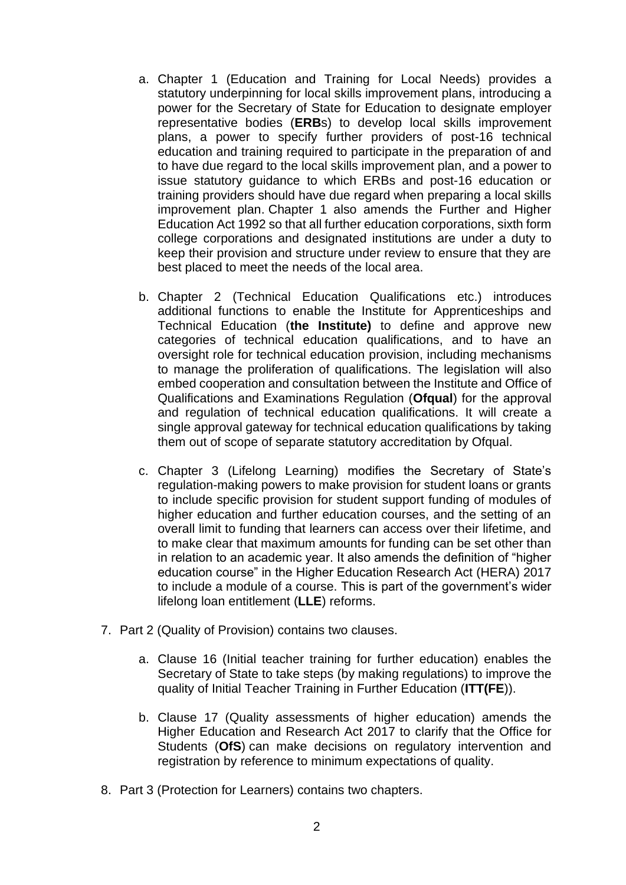a. Chapter 1 (Education and Training for Local Needs) provides a statutory underpinning for local skills improvement plans, introducing a power for the Secretary of State for Education to designate employer representative bodies (**ERB**s) to develop local skills improvement plans, a power to specify further providers of post-16 technical education and training required to participate in the preparation of and to have due regard to the local skills improvement plan, and a power to issue statutory guidance to which ERBs and post-16 education or training providers should have due regard when preparing a local skills improvement plan. Chapter 1 also amends the Further and Higher Education Act 1992 so that all further education corporations, sixth form college corporations and designated institutions are under a duty to keep their provision and structure under review to ensure that they are best placed to meet the needs of the local area.

b. Chapter 2 (Technical Education Qualifications etc.) introduces additional functions to enable the Institute for Apprenticeships and Technical Education (**the Institute)** to define and approve new categories of technical education qualifications, and to have an oversight role for technical education provision, including mechanisms to manage the proliferation of qualifications. The legislation will also embed cooperation and consultation between the Institute and Office of Qualifications and Examinations Regulation (**Ofqual**) for the approval and regulation of technical education qualifications. It will create a single approval gateway for technical education qualifications by taking them out of scope of separate statutory accreditation by Ofqual.

c. Chapter 3 (Lifelong Learning) modifies the Secretary of State's regulation-making powers to make provision for student loans or grants to include specific provision for student support funding of modules of higher education and further education courses, and the setting of an overall limit to funding that learners can access over their lifetime, and to make clear that maximum amounts for funding can be set other than in relation to an academic year. It also amends the definition of "higher education course" in the Higher Education Research Act (HERA) 2017 to include a module of a course. This is part of the government's wider lifelong loan entitlement (**LLE**) reforms.

7. Part 2 (Quality of Provision) contains two clauses.

   a. Clause 16 (Initial teacher training for further education) enables the Secretary of State to take steps (by making regulations) to improve the quality of Initial Teacher Training in Further Education (**ITT(FE**)).

   b. Clause 17 (Quality assessments of higher education) amends the Higher Education and Research Act 2017 to clarify that the Office for Students (**OfS**) can make decisions on regulatory intervention and registration by reference to minimum expectations of quality.

8. Part 3 (Protection for Learners) contains two chapters.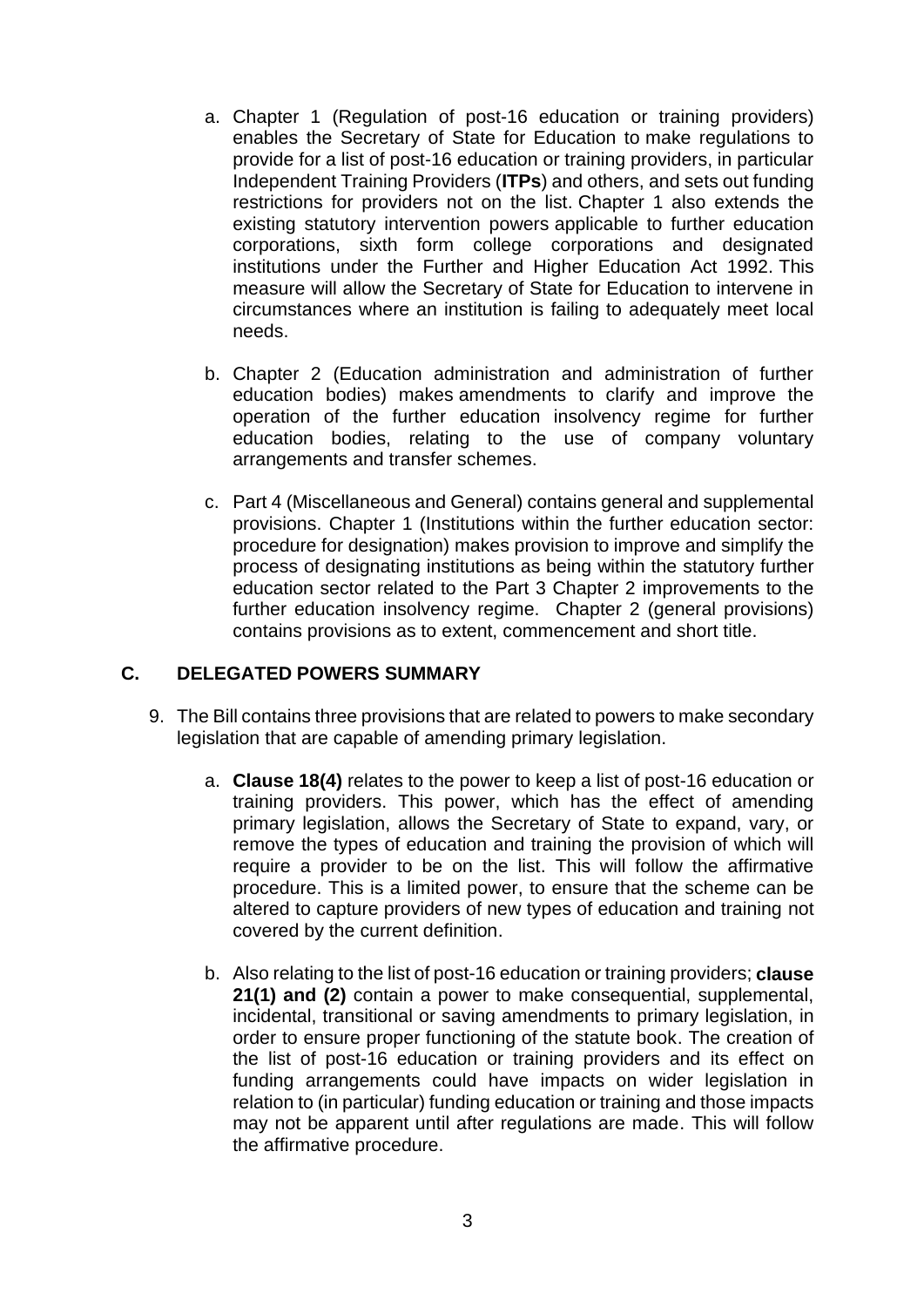a. Chapter 1 (Regulation of post-16 education or training providers) enables the Secretary of State for Education to make regulations to provide for a list of post-16 education or training providers, in particular Independent Training Providers (**ITPs**) and others, and sets out funding restrictions for providers not on the list. Chapter 1 also extends the existing statutory intervention powers applicable to further education corporations, sixth form college corporations and designated institutions under the Further and Higher Education Act 1992. This measure will allow the Secretary of State for Education to intervene in circumstances where an institution is failing to adequately meet local needs.

b. Chapter 2 (Education administration and administration of further education bodies) makes amendments to clarify and improve the operation of the further education insolvency regime for further education bodies, relating to the use of company voluntary arrangements and transfer schemes.

c. Part 4 (Miscellaneous and General) contains general and supplemental provisions. Chapter 1 (Institutions within the further education sector: procedure for designation) makes provision to improve and simplify the process of designating institutions as being within the statutory further education sector related to the Part 3 Chapter 2 improvements to the further education insolvency regime. Chapter 2 (general provisions) contains provisions as to extent, commencement and short title.

## C. DELEGATED POWERS SUMMARY

9. The Bill contains three provisions that are related to powers to make secondary legislation that are capable of amending primary legislation.

   a. **Clause 18(4)** relates to the power to keep a list of post-16 education or training providers. This power, which has the effect of amending primary legislation, allows the Secretary of State to expand, vary, or remove the types of education and training the provision of which will require a provider to be on the list. This will follow the affirmative procedure. This is a limited power, to ensure that the scheme can be altered to capture providers of new types of education and training not covered by the current definition.

   b. Also relating to the list of post-16 education or training providers; **clause 21(1) and (2)** contain a power to make consequential, supplemental, incidental, transitional or saving amendments to primary legislation, in order to ensure proper functioning of the statute book. The creation of the list of post-16 education or training providers and its effect on funding arrangements could have impacts on wider legislation in relation to (in particular) funding education or training and those impacts may not be apparent until after regulations are made. This will follow the affirmative procedure.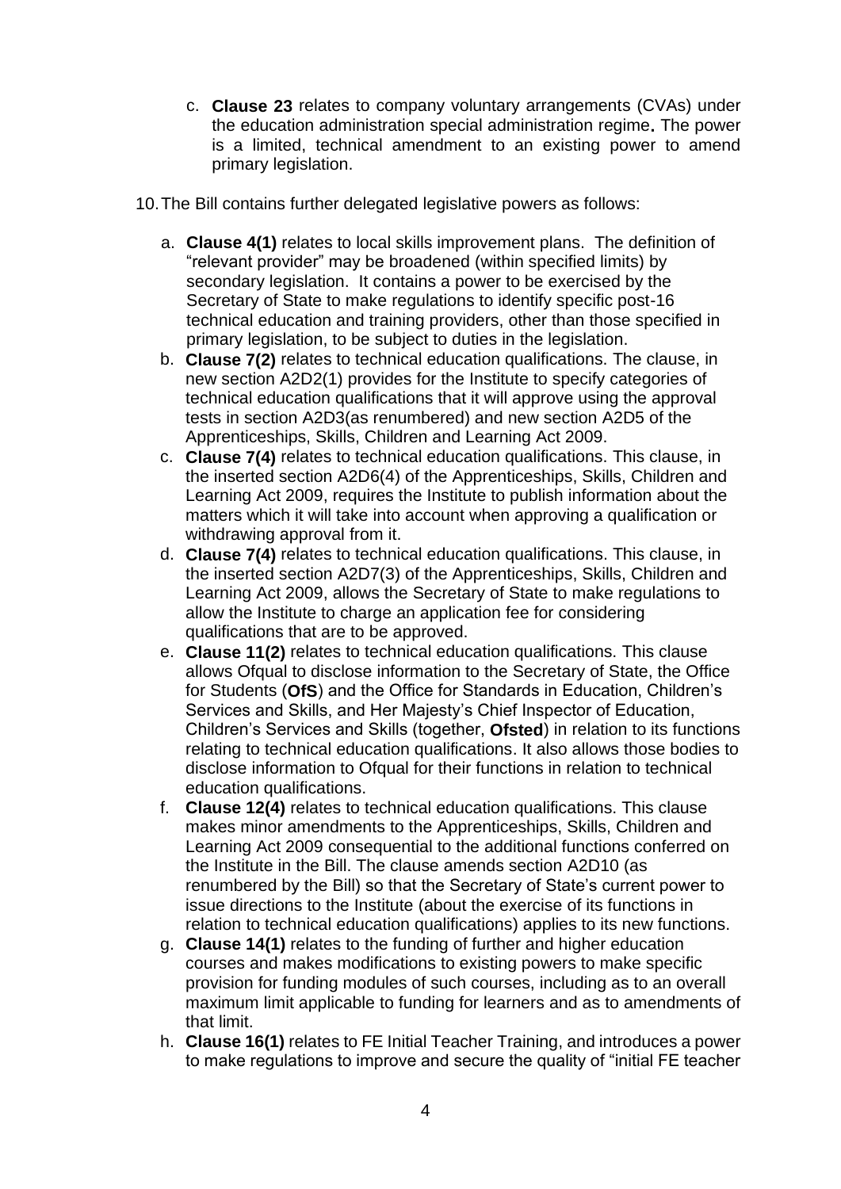c. **Clause 23** relates to company voluntary arrangements (CVAs) under the education administration special administration regime**.** The power is a limited, technical amendment to an existing power to amend primary legislation.

10. The Bill contains further delegated legislative powers as follows:

a. **Clause 4(1)** relates to local skills improvement plans. The definition of "relevant provider" may be broadened (within specified limits) by secondary legislation. It contains a power to be exercised by the Secretary of State to make regulations to identify specific post-16 technical education and training providers, other than those specified in primary legislation, to be subject to duties in the legislation.
b. **Clause 7(2)** relates to technical education qualifications. The clause, in new section A2D2(1) provides for the Institute to specify categories of technical education qualifications that it will approve using the approval tests in section A2D3(as renumbered) and new section A2D5 of the Apprenticeships, Skills, Children and Learning Act 2009.
c. **Clause 7(4)** relates to technical education qualifications. This clause, in the inserted section A2D6(4) of the Apprenticeships, Skills, Children and Learning Act 2009, requires the Institute to publish information about the matters which it will take into account when approving a qualification or withdrawing approval from it.
d. **Clause 7(4)** relates to technical education qualifications. This clause, in the inserted section A2D7(3) of the Apprenticeships, Skills, Children and Learning Act 2009, allows the Secretary of State to make regulations to allow the Institute to charge an application fee for considering qualifications that are to be approved.
e. **Clause 11(2)** relates to technical education qualifications. This clause allows Ofqual to disclose information to the Secretary of State, the Office for Students (**OfS**) and the Office for Standards in Education, Children's Services and Skills, and Her Majesty's Chief Inspector of Education, Children's Services and Skills (together, **Ofsted**) in relation to its functions relating to technical education qualifications. It also allows those bodies to disclose information to Ofqual for their functions in relation to technical education qualifications.
f. **Clause 12(4)** relates to technical education qualifications. This clause makes minor amendments to the Apprenticeships, Skills, Children and Learning Act 2009 consequential to the additional functions conferred on the Institute in the Bill. The clause amends section A2D10 (as renumbered by the Bill) so that the Secretary of State's current power to issue directions to the Institute (about the exercise of its functions in relation to technical education qualifications) applies to its new functions.
g. **Clause 14(1)** relates to the funding of further and higher education courses and makes modifications to existing powers to make specific provision for funding modules of such courses, including as to an overall maximum limit applicable to funding for learners and as to amendments of that limit.
h. **Clause 16(1)** relates to FE Initial Teacher Training, and introduces a power to make regulations to improve and secure the quality of "initial FE teacher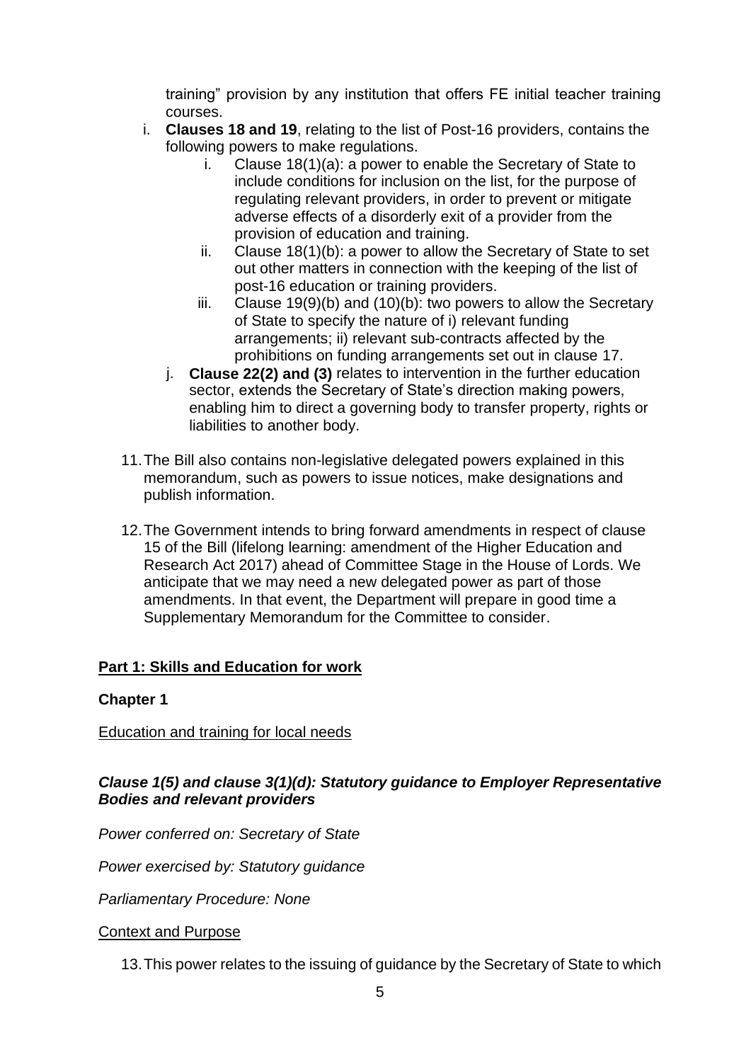training" provision by any institution that offers FE initial teacher training courses.

i. **Clauses 18 and 19**, relating to the list of Post-16 providers, contains the following powers to make regulations.
    i. Clause 18(1)(a): a power to enable the Secretary of State to include conditions for inclusion on the list, for the purpose of regulating relevant providers, in order to prevent or mitigate adverse effects of a disorderly exit of a provider from the provision of education and training.
    ii. Clause 18(1)(b): a power to allow the Secretary of State to set out other matters in connection with the keeping of the list of post-16 education or training providers.
    iii. Clause 19(9)(b) and (10)(b): two powers to allow the Secretary of State to specify the nature of i) relevant funding arrangements; ii) relevant sub-contracts affected by the prohibitions on funding arrangements set out in clause 17.

j. **Clause 22(2) and (3)** relates to intervention in the further education sector, extends the Secretary of State's direction making powers, enabling him to direct a governing body to transfer property, rights or liabilities to another body.

11. The Bill also contains non-legislative delegated powers explained in this memorandum, such as powers to issue notices, make designations and publish information.

12. The Government intends to bring forward amendments in respect of clause 15 of the Bill (lifelong learning: amendment of the Higher Education and Research Act 2017) ahead of Committee Stage in the House of Lords. We anticipate that we may need a new delegated power as part of those amendments. In that event, the Department will prepare in good time a Supplementary Memorandum for the Committee to consider.

## Part 1: Skills and Education for work

### Chapter 1

Education and training for local needs

#### *Clause 1(5) and clause 3(1)(d): Statutory guidance to Employer Representative Bodies and relevant providers*

*Power conferred on: Secretary of State*

*Power exercised by: Statutory guidance*

*Parliamentary Procedure: None*

Context and Purpose

13. This power relates to the issuing of guidance by the Secretary of State to which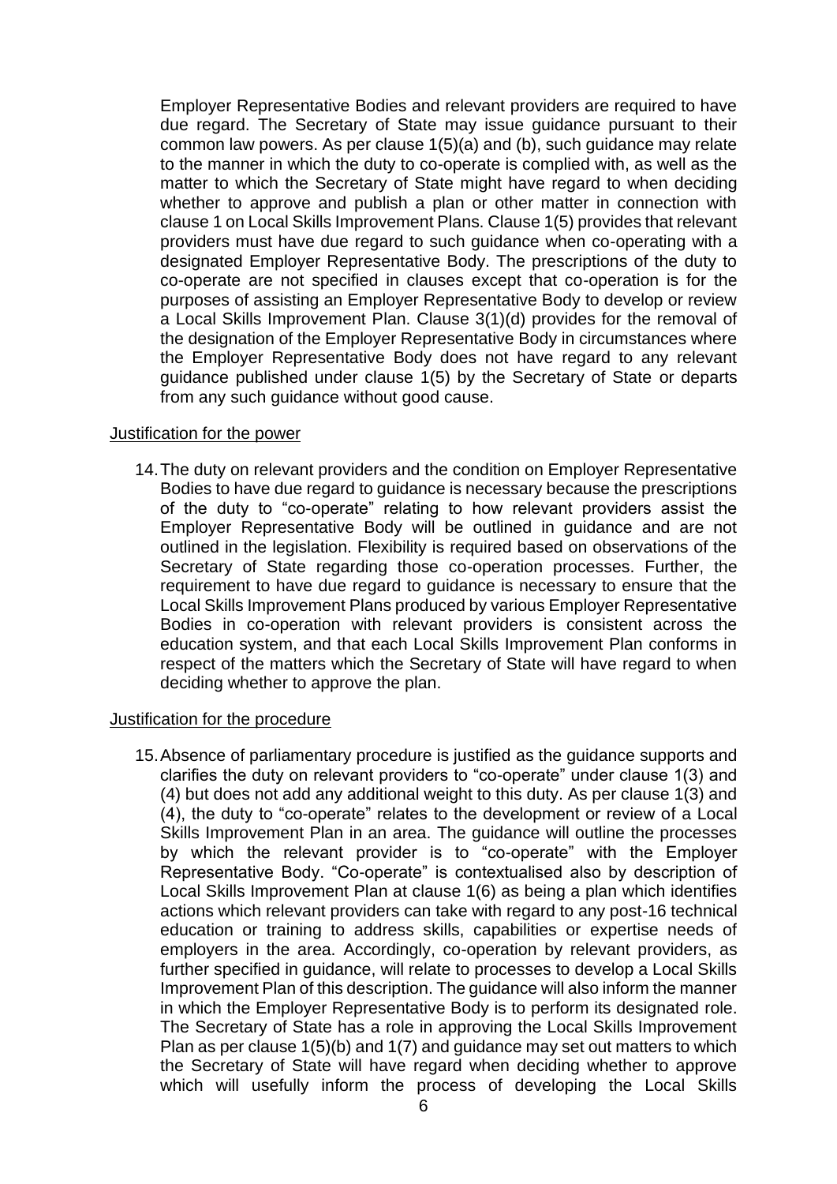Employer Representative Bodies and relevant providers are required to have due regard. The Secretary of State may issue guidance pursuant to their common law powers. As per clause 1(5)(a) and (b), such guidance may relate to the manner in which the duty to co-operate is complied with, as well as the matter to which the Secretary of State might have regard to when deciding whether to approve and publish a plan or other matter in connection with clause 1 on Local Skills Improvement Plans. Clause 1(5) provides that relevant providers must have due regard to such guidance when co-operating with a designated Employer Representative Body. The prescriptions of the duty to co-operate are not specified in clauses except that co-operation is for the purposes of assisting an Employer Representative Body to develop or review a Local Skills Improvement Plan. Clause 3(1)(d) provides for the removal of the designation of the Employer Representative Body in circumstances where the Employer Representative Body does not have regard to any relevant guidance published under clause 1(5) by the Secretary of State or departs from any such guidance without good cause.

Justification for the power

14. The duty on relevant providers and the condition on Employer Representative Bodies to have due regard to guidance is necessary because the prescriptions of the duty to "co-operate" relating to how relevant providers assist the Employer Representative Body will be outlined in guidance and are not outlined in the legislation. Flexibility is required based on observations of the Secretary of State regarding those co-operation processes. Further, the requirement to have due regard to guidance is necessary to ensure that the Local Skills Improvement Plans produced by various Employer Representative Bodies in co-operation with relevant providers is consistent across the education system, and that each Local Skills Improvement Plan conforms in respect of the matters which the Secretary of State will have regard to when deciding whether to approve the plan.

Justification for the procedure

15. Absence of parliamentary procedure is justified as the guidance supports and clarifies the duty on relevant providers to "co-operate" under clause 1(3) and (4) but does not add any additional weight to this duty. As per clause 1(3) and (4), the duty to "co-operate" relates to the development or review of a Local Skills Improvement Plan in an area. The guidance will outline the processes by which the relevant provider is to "co-operate" with the Employer Representative Body. "Co-operate" is contextualised also by description of Local Skills Improvement Plan at clause 1(6) as being a plan which identifies actions which relevant providers can take with regard to any post-16 technical education or training to address skills, capabilities or expertise needs of employers in the area. Accordingly, co-operation by relevant providers, as further specified in guidance, will relate to processes to develop a Local Skills Improvement Plan of this description. The guidance will also inform the manner in which the Employer Representative Body is to perform its designated role. The Secretary of State has a role in approving the Local Skills Improvement Plan as per clause 1(5)(b) and 1(7) and guidance may set out matters to which the Secretary of State will have regard when deciding whether to approve which will usefully inform the process of developing the Local Skills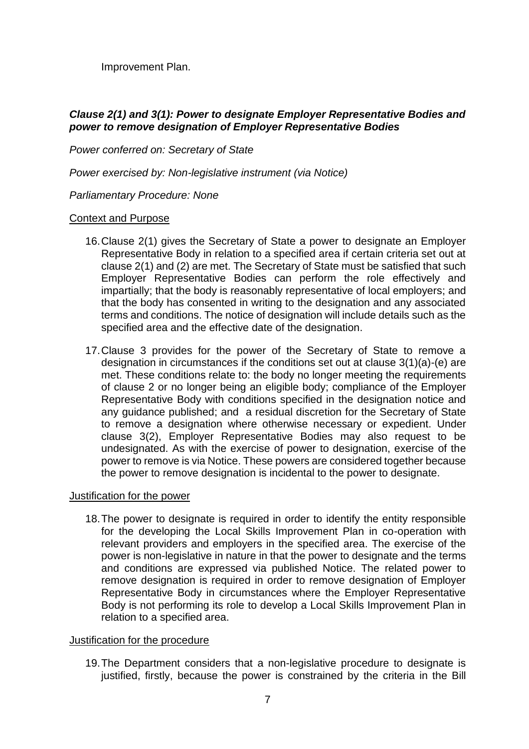Improvement Plan.

### *Clause 2(1) and 3(1): Power to designate Employer Representative Bodies and power to remove designation of Employer Representative Bodies*

*Power conferred on: Secretary of State*

*Power exercised by: Non-legislative instrument (via Notice)*

*Parliamentary Procedure: None*

Context and Purpose

16. Clause 2(1) gives the Secretary of State a power to designate an Employer Representative Body in relation to a specified area if certain criteria set out at clause 2(1) and (2) are met. The Secretary of State must be satisfied that such Employer Representative Bodies can perform the role effectively and impartially; that the body is reasonably representative of local employers; and that the body has consented in writing to the designation and any associated terms and conditions. The notice of designation will include details such as the specified area and the effective date of the designation.

17. Clause 3 provides for the power of the Secretary of State to remove a designation in circumstances if the conditions set out at clause 3(1)(a)-(e) are met. These conditions relate to: the body no longer meeting the requirements of clause 2 or no longer being an eligible body; compliance of the Employer Representative Body with conditions specified in the designation notice and any guidance published; and a residual discretion for the Secretary of State to remove a designation where otherwise necessary or expedient. Under clause 3(2), Employer Representative Bodies may also request to be undesignated. As with the exercise of power to designation, exercise of the power to remove is via Notice. These powers are considered together because the power to remove designation is incidental to the power to designate.

Justification for the power

18. The power to designate is required in order to identify the entity responsible for the developing the Local Skills Improvement Plan in co-operation with relevant providers and employers in the specified area. The exercise of the power is non-legislative in nature in that the power to designate and the terms and conditions are expressed via published Notice. The related power to remove designation is required in order to remove designation of Employer Representative Body in circumstances where the Employer Representative Body is not performing its role to develop a Local Skills Improvement Plan in relation to a specified area.

Justification for the procedure

19. The Department considers that a non-legislative procedure to designate is justified, firstly, because the power is constrained by the criteria in the Bill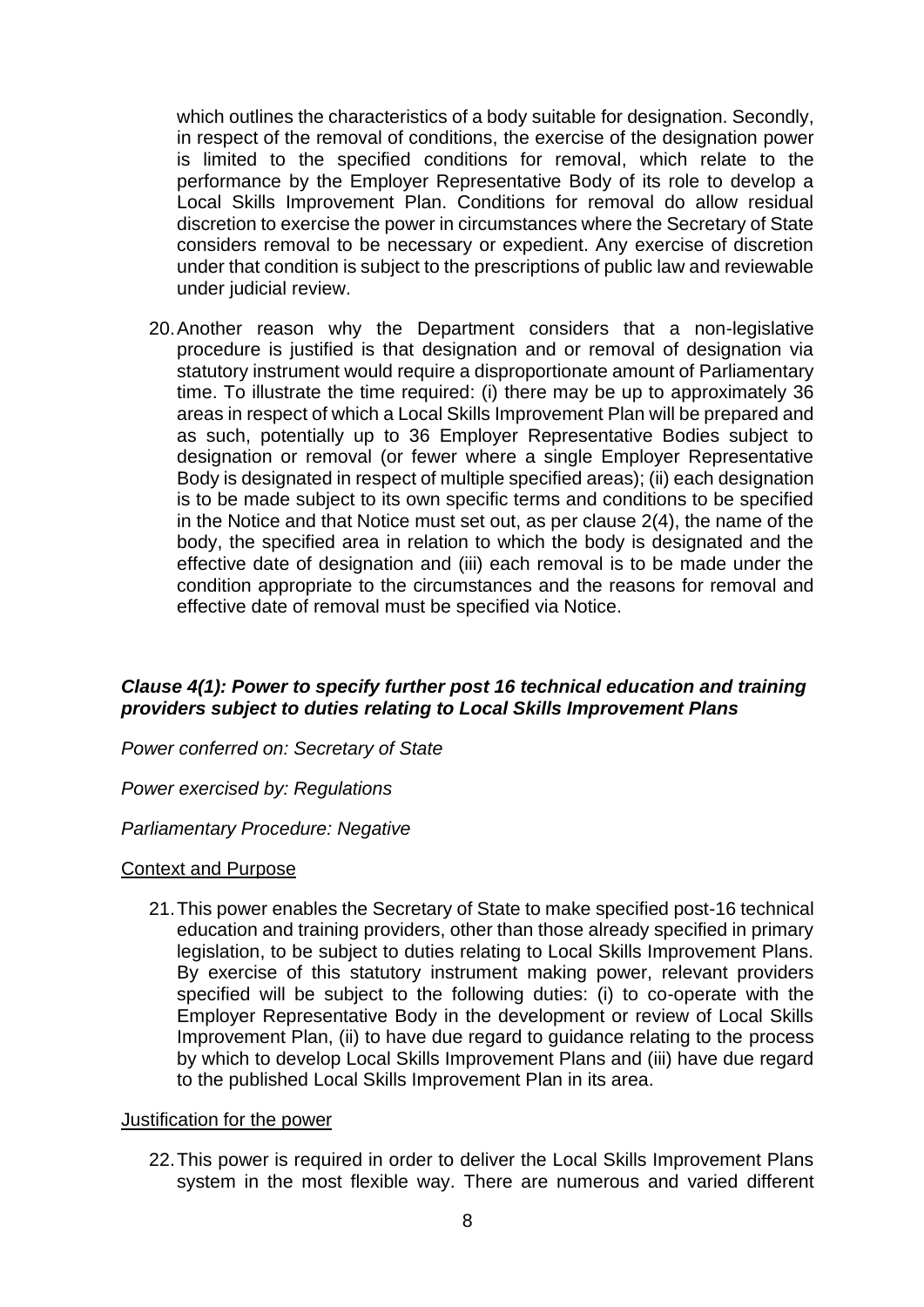which outlines the characteristics of a body suitable for designation. Secondly, in respect of the removal of conditions, the exercise of the designation power is limited to the specified conditions for removal, which relate to the performance by the Employer Representative Body of its role to develop a Local Skills Improvement Plan. Conditions for removal do allow residual discretion to exercise the power in circumstances where the Secretary of State considers removal to be necessary or expedient. Any exercise of discretion under that condition is subject to the prescriptions of public law and reviewable under judicial review.

20. Another reason why the Department considers that a non-legislative procedure is justified is that designation and or removal of designation via statutory instrument would require a disproportionate amount of Parliamentary time. To illustrate the time required: (i) there may be up to approximately 36 areas in respect of which a Local Skills Improvement Plan will be prepared and as such, potentially up to 36 Employer Representative Bodies subject to designation or removal (or fewer where a single Employer Representative Body is designated in respect of multiple specified areas); (ii) each designation is to be made subject to its own specific terms and conditions to be specified in the Notice and that Notice must set out, as per clause 2(4), the name of the body, the specified area in relation to which the body is designated and the effective date of designation and (iii) each removal is to be made under the condition appropriate to the circumstances and the reasons for removal and effective date of removal must be specified via Notice.

### *Clause 4(1): Power to specify further post 16 technical education and training providers subject to duties relating to Local Skills Improvement Plans*

*Power conferred on: Secretary of State*

*Power exercised by: Regulations*

*Parliamentary Procedure: Negative*

Context and Purpose

21. This power enables the Secretary of State to make specified post-16 technical education and training providers, other than those already specified in primary legislation, to be subject to duties relating to Local Skills Improvement Plans. By exercise of this statutory instrument making power, relevant providers specified will be subject to the following duties: (i) to co-operate with the Employer Representative Body in the development or review of Local Skills Improvement Plan, (ii) to have due regard to guidance relating to the process by which to develop Local Skills Improvement Plans and (iii) have due regard to the published Local Skills Improvement Plan in its area.

Justification for the power

22. This power is required in order to deliver the Local Skills Improvement Plans system in the most flexible way. There are numerous and varied different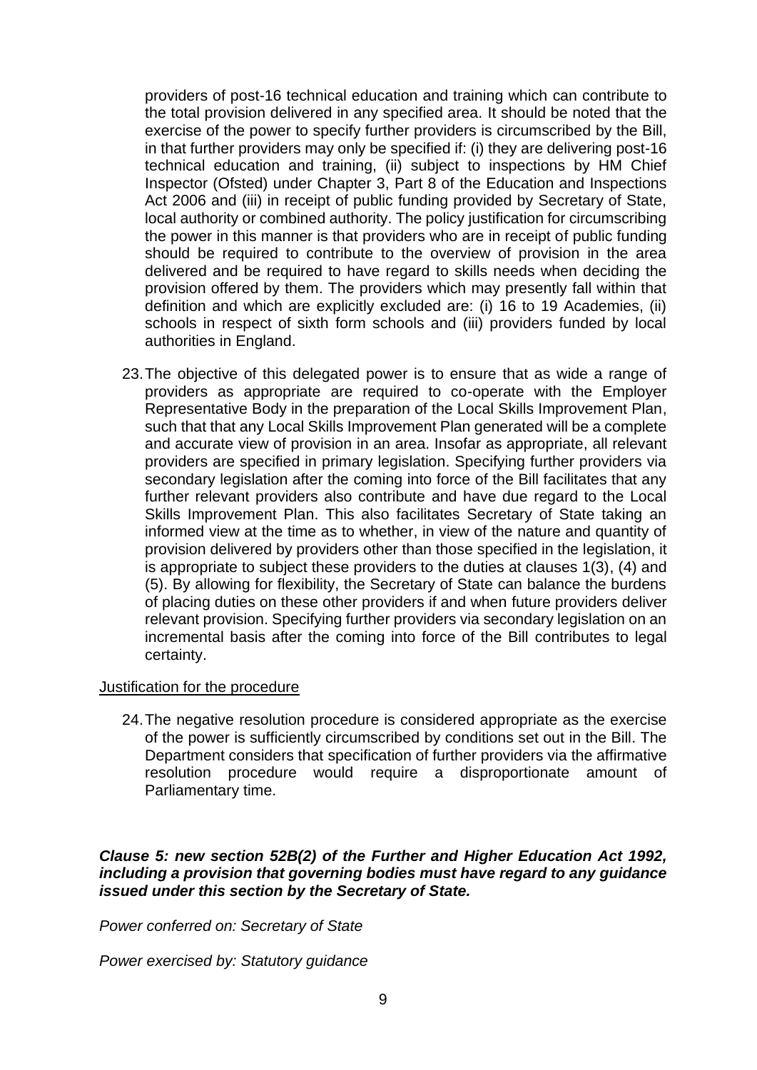providers of post-16 technical education and training which can contribute to the total provision delivered in any specified area. It should be noted that the exercise of the power to specify further providers is circumscribed by the Bill, in that further providers may only be specified if: (i) they are delivering post-16 technical education and training, (ii) subject to inspections by HM Chief Inspector (Ofsted) under Chapter 3, Part 8 of the Education and Inspections Act 2006 and (iii) in receipt of public funding provided by Secretary of State, local authority or combined authority. The policy justification for circumscribing the power in this manner is that providers who are in receipt of public funding should be required to contribute to the overview of provision in the area delivered and be required to have regard to skills needs when deciding the provision offered by them. The providers which may presently fall within that definition and which are explicitly excluded are: (i) 16 to 19 Academies, (ii) schools in respect of sixth form schools and (iii) providers funded by local authorities in England.

23. The objective of this delegated power is to ensure that as wide a range of providers as appropriate are required to co-operate with the Employer Representative Body in the preparation of the Local Skills Improvement Plan, such that that any Local Skills Improvement Plan generated will be a complete and accurate view of provision in an area. Insofar as appropriate, all relevant providers are specified in primary legislation. Specifying further providers via secondary legislation after the coming into force of the Bill facilitates that any further relevant providers also contribute and have due regard to the Local Skills Improvement Plan. This also facilitates Secretary of State taking an informed view at the time as to whether, in view of the nature and quantity of provision delivered by providers other than those specified in the legislation, it is appropriate to subject these providers to the duties at clauses 1(3), (4) and (5). By allowing for flexibility, the Secretary of State can balance the burdens of placing duties on these other providers if and when future providers deliver relevant provision. Specifying further providers via secondary legislation on an incremental basis after the coming into force of the Bill contributes to legal certainty.

Justification for the procedure

24. The negative resolution procedure is considered appropriate as the exercise of the power is sufficiently circumscribed by conditions set out in the Bill. The Department considers that specification of further providers via the affirmative resolution procedure would require a disproportionate amount of Parliamentary time.

***Clause 5: new section 52B(2) of the Further and Higher Education Act 1992, including a provision that governing bodies must have regard to any guidance issued under this section by the Secretary of State.***

*Power conferred on: Secretary of State*

*Power exercised by: Statutory guidance*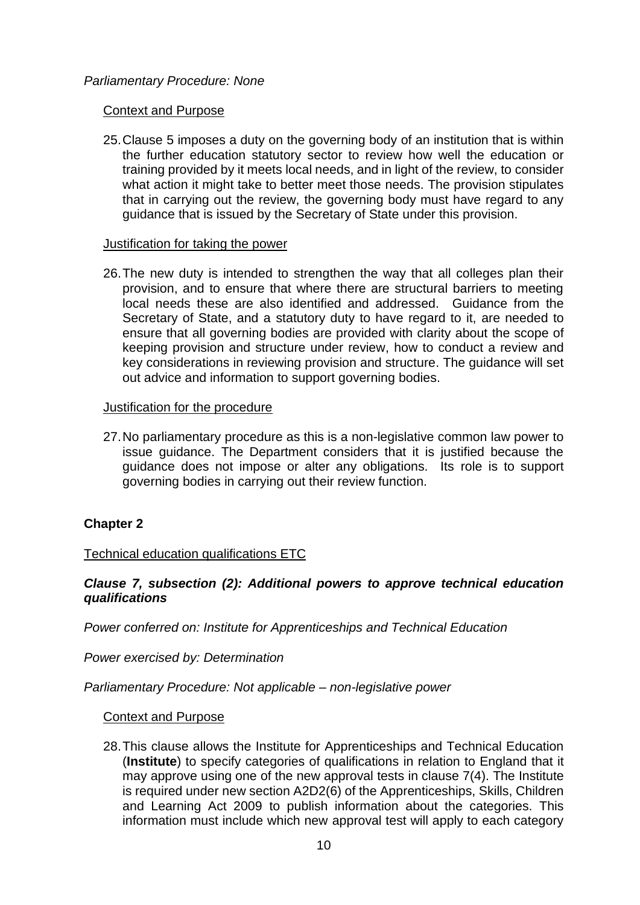*Parliamentary Procedure: None*

Context and Purpose

25. Clause 5 imposes a duty on the governing body of an institution that is within the further education statutory sector to review how well the education or training provided by it meets local needs, and in light of the review, to consider what action it might take to better meet those needs. The provision stipulates that in carrying out the review, the governing body must have regard to any guidance that is issued by the Secretary of State under this provision.

Justification for taking the power

26. The new duty is intended to strengthen the way that all colleges plan their provision, and to ensure that where there are structural barriers to meeting local needs these are also identified and addressed. Guidance from the Secretary of State, and a statutory duty to have regard to it, are needed to ensure that all governing bodies are provided with clarity about the scope of keeping provision and structure under review, how to conduct a review and key considerations in reviewing provision and structure. The guidance will set out advice and information to support governing bodies.

Justification for the procedure

27. No parliamentary procedure as this is a non-legislative common law power to issue guidance. The Department considers that it is justified because the guidance does not impose or alter any obligations. Its role is to support governing bodies in carrying out their review function.

**Chapter 2**

Technical education qualifications ETC

***Clause 7, subsection (2): Additional powers to approve technical education qualifications***

*Power conferred on: Institute for Apprenticeships and Technical Education*

*Power exercised by: Determination*

*Parliamentary Procedure: Not applicable – non-legislative power*

Context and Purpose

28. This clause allows the Institute for Apprenticeships and Technical Education (**Institute**) to specify categories of qualifications in relation to England that it may approve using one of the new approval tests in clause 7(4). The Institute is required under new section A2D2(6) of the Apprenticeships, Skills, Children and Learning Act 2009 to publish information about the categories. This information must include which new approval test will apply to each category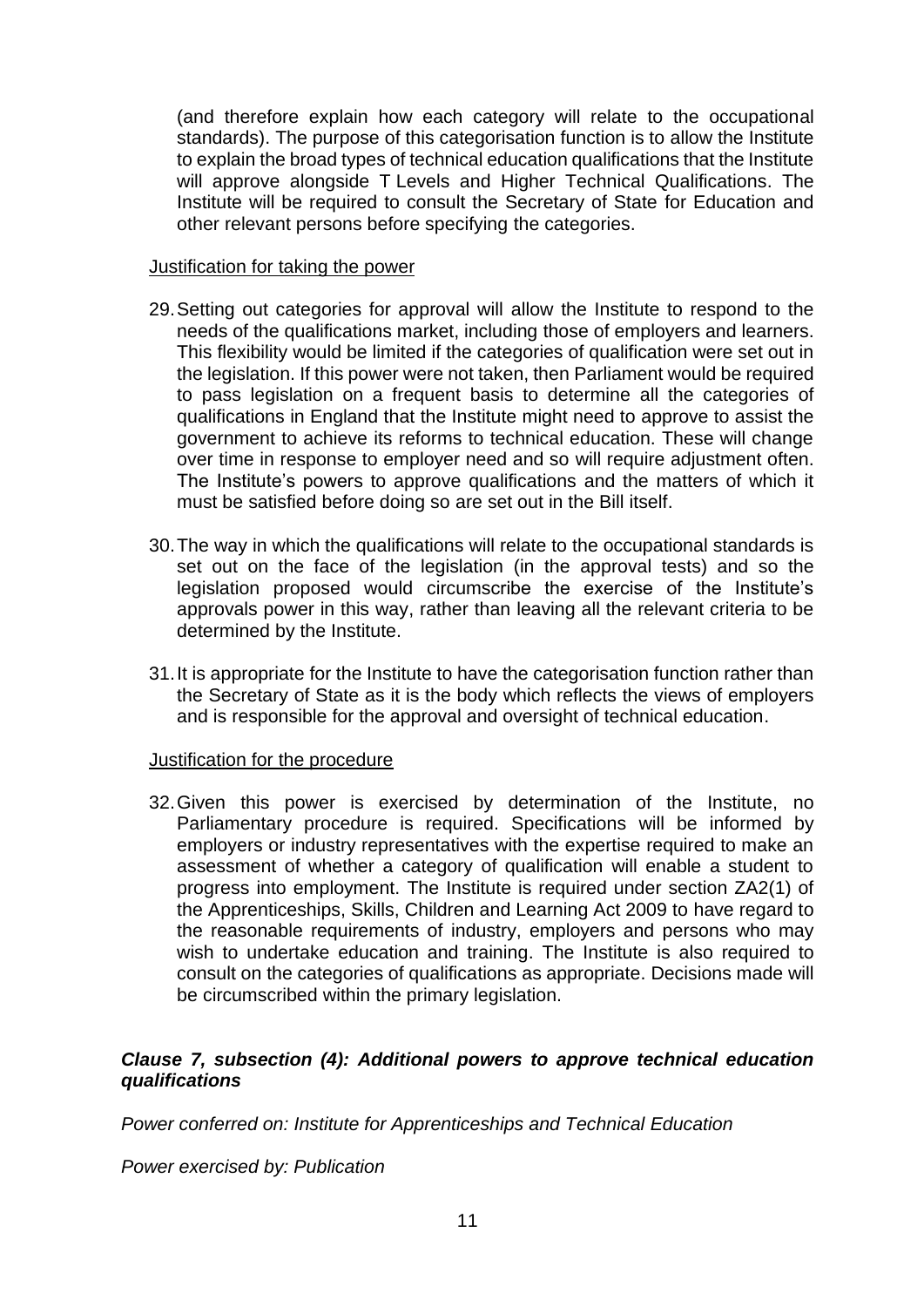(and therefore explain how each category will relate to the occupational standards). The purpose of this categorisation function is to allow the Institute to explain the broad types of technical education qualifications that the Institute will approve alongside T Levels and Higher Technical Qualifications. The Institute will be required to consult the Secretary of State for Education and other relevant persons before specifying the categories.

Justification for taking the power

29. Setting out categories for approval will allow the Institute to respond to the needs of the qualifications market, including those of employers and learners. This flexibility would be limited if the categories of qualification were set out in the legislation. If this power were not taken, then Parliament would be required to pass legislation on a frequent basis to determine all the categories of qualifications in England that the Institute might need to approve to assist the government to achieve its reforms to technical education. These will change over time in response to employer need and so will require adjustment often. The Institute's powers to approve qualifications and the matters of which it must be satisfied before doing so are set out in the Bill itself.

30. The way in which the qualifications will relate to the occupational standards is set out on the face of the legislation (in the approval tests) and so the legislation proposed would circumscribe the exercise of the Institute's approvals power in this way, rather than leaving all the relevant criteria to be determined by the Institute.

31. It is appropriate for the Institute to have the categorisation function rather than the Secretary of State as it is the body which reflects the views of employers and is responsible for the approval and oversight of technical education.

Justification for the procedure

32. Given this power is exercised by determination of the Institute, no Parliamentary procedure is required. Specifications will be informed by employers or industry representatives with the expertise required to make an assessment of whether a category of qualification will enable a student to progress into employment. The Institute is required under section ZA2(1) of the Apprenticeships, Skills, Children and Learning Act 2009 to have regard to the reasonable requirements of industry, employers and persons who may wish to undertake education and training. The Institute is also required to consult on the categories of qualifications as appropriate. Decisions made will be circumscribed within the primary legislation.

### *Clause 7, subsection (4): Additional powers to approve technical education qualifications*

*Power conferred on: Institute for Apprenticeships and Technical Education*

*Power exercised by: Publication*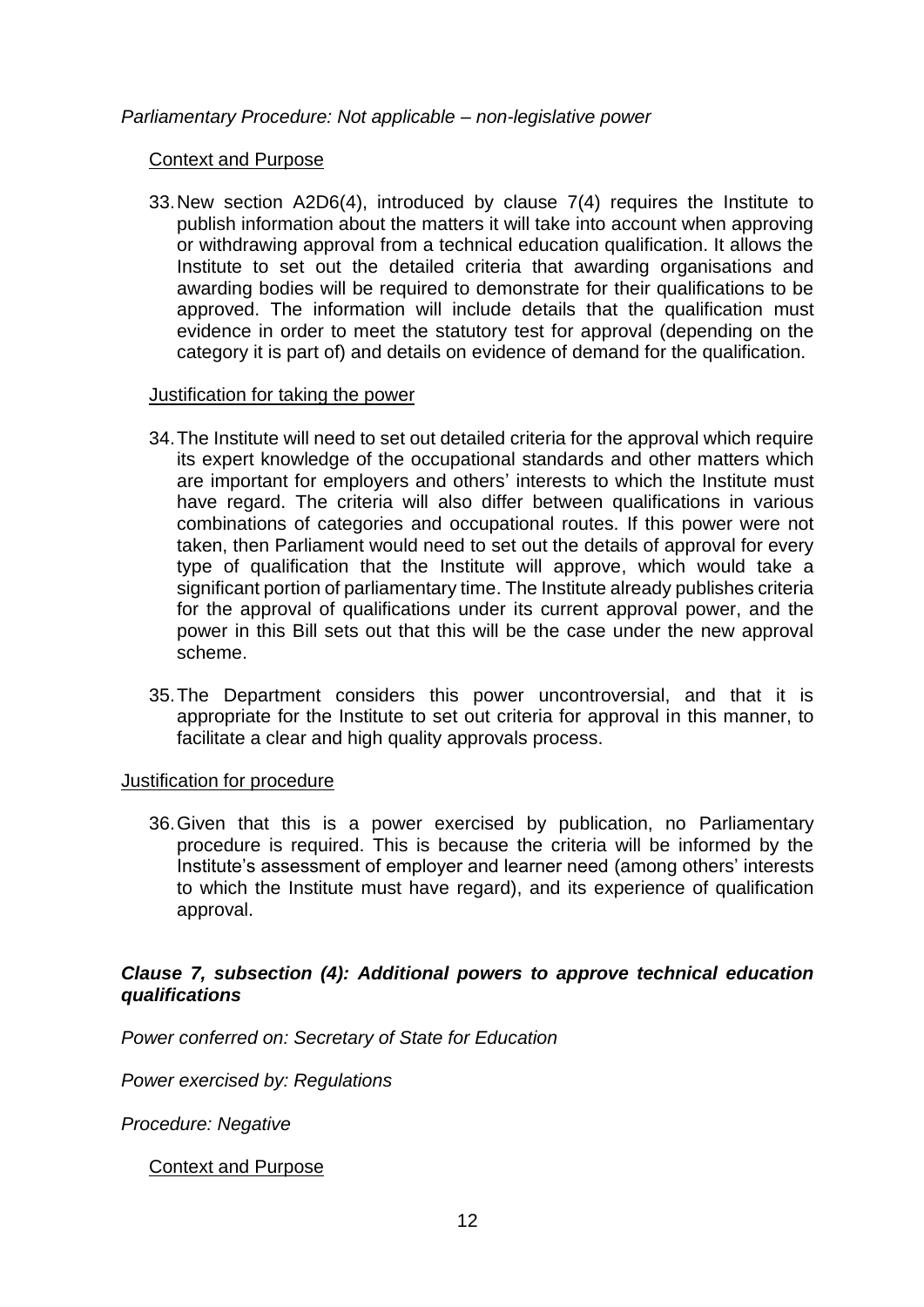*Parliamentary Procedure: Not applicable – non-legislative power*

Context and Purpose

33. New section A2D6(4), introduced by clause 7(4) requires the Institute to publish information about the matters it will take into account when approving or withdrawing approval from a technical education qualification. It allows the Institute to set out the detailed criteria that awarding organisations and awarding bodies will be required to demonstrate for their qualifications to be approved. The information will include details that the qualification must evidence in order to meet the statutory test for approval (depending on the category it is part of) and details on evidence of demand for the qualification.

Justification for taking the power

34. The Institute will need to set out detailed criteria for the approval which require its expert knowledge of the occupational standards and other matters which are important for employers and others' interests to which the Institute must have regard. The criteria will also differ between qualifications in various combinations of categories and occupational routes. If this power were not taken, then Parliament would need to set out the details of approval for every type of qualification that the Institute will approve, which would take a significant portion of parliamentary time. The Institute already publishes criteria for the approval of qualifications under its current approval power, and the power in this Bill sets out that this will be the case under the new approval scheme.

35. The Department considers this power uncontroversial, and that it is appropriate for the Institute to set out criteria for approval in this manner, to facilitate a clear and high quality approvals process.

Justification for procedure

36. Given that this is a power exercised by publication, no Parliamentary procedure is required. This is because the criteria will be informed by the Institute's assessment of employer and learner need (among others' interests to which the Institute must have regard), and its experience of qualification approval.

***Clause 7, subsection (4): Additional powers to approve technical education qualifications***

*Power conferred on: Secretary of State for Education*

*Power exercised by: Regulations*

*Procedure: Negative*

Context and Purpose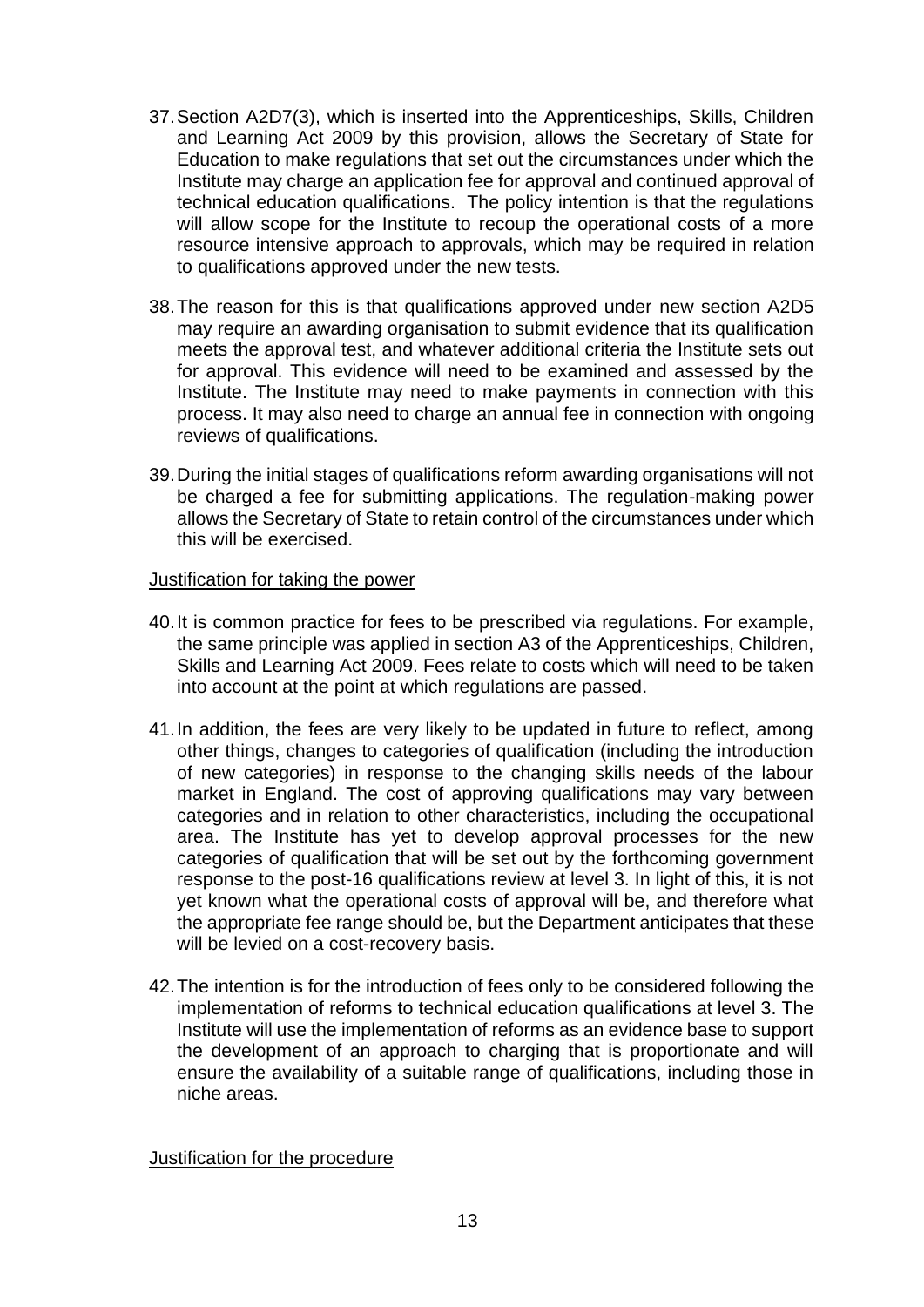37. Section A2D7(3), which is inserted into the Apprenticeships, Skills, Children and Learning Act 2009 by this provision, allows the Secretary of State for Education to make regulations that set out the circumstances under which the Institute may charge an application fee for approval and continued approval of technical education qualifications. The policy intention is that the regulations will allow scope for the Institute to recoup the operational costs of a more resource intensive approach to approvals, which may be required in relation to qualifications approved under the new tests.

38. The reason for this is that qualifications approved under new section A2D5 may require an awarding organisation to submit evidence that its qualification meets the approval test, and whatever additional criteria the Institute sets out for approval. This evidence will need to be examined and assessed by the Institute. The Institute may need to make payments in connection with this process. It may also need to charge an annual fee in connection with ongoing reviews of qualifications.

39. During the initial stages of qualifications reform awarding organisations will not be charged a fee for submitting applications. The regulation-making power allows the Secretary of State to retain control of the circumstances under which this will be exercised.

Justification for taking the power

40. It is common practice for fees to be prescribed via regulations. For example, the same principle was applied in section A3 of the Apprenticeships, Children, Skills and Learning Act 2009. Fees relate to costs which will need to be taken into account at the point at which regulations are passed.

41. In addition, the fees are very likely to be updated in future to reflect, among other things, changes to categories of qualification (including the introduction of new categories) in response to the changing skills needs of the labour market in England. The cost of approving qualifications may vary between categories and in relation to other characteristics, including the occupational area. The Institute has yet to develop approval processes for the new categories of qualification that will be set out by the forthcoming government response to the post-16 qualifications review at level 3. In light of this, it is not yet known what the operational costs of approval will be, and therefore what the appropriate fee range should be, but the Department anticipates that these will be levied on a cost-recovery basis.

42. The intention is for the introduction of fees only to be considered following the implementation of reforms to technical education qualifications at level 3. The Institute will use the implementation of reforms as an evidence base to support the development of an approach to charging that is proportionate and will ensure the availability of a suitable range of qualifications, including those in niche areas.

Justification for the procedure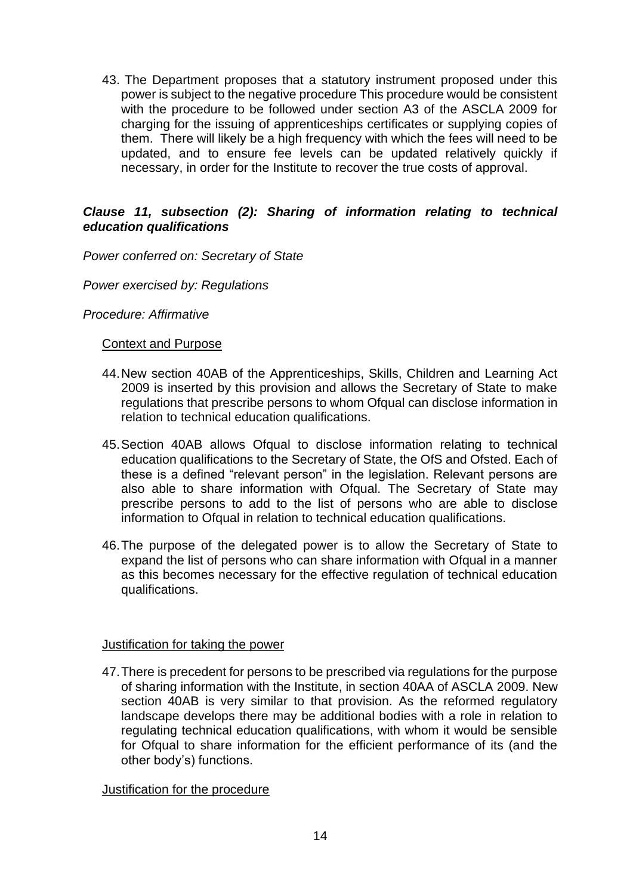43. The Department proposes that a statutory instrument proposed under this power is subject to the negative procedure This procedure would be consistent with the procedure to be followed under section A3 of the ASCLA 2009 for charging for the issuing of apprenticeships certificates or supplying copies of them. There will likely be a high frequency with which the fees will need to be updated, and to ensure fee levels can be updated relatively quickly if necessary, in order for the Institute to recover the true costs of approval.

### *Clause 11, subsection (2): Sharing of information relating to technical education qualifications*

*Power conferred on: Secretary of State*

*Power exercised by: Regulations*

*Procedure: Affirmative*

Context and Purpose

44. New section 40AB of the Apprenticeships, Skills, Children and Learning Act 2009 is inserted by this provision and allows the Secretary of State to make regulations that prescribe persons to whom Ofqual can disclose information in relation to technical education qualifications.

45. Section 40AB allows Ofqual to disclose information relating to technical education qualifications to the Secretary of State, the OfS and Ofsted. Each of these is a defined "relevant person" in the legislation. Relevant persons are also able to share information with Ofqual. The Secretary of State may prescribe persons to add to the list of persons who are able to disclose information to Ofqual in relation to technical education qualifications.

46. The purpose of the delegated power is to allow the Secretary of State to expand the list of persons who can share information with Ofqual in a manner as this becomes necessary for the effective regulation of technical education qualifications.

Justification for taking the power

47. There is precedent for persons to be prescribed via regulations for the purpose of sharing information with the Institute, in section 40AA of ASCLA 2009. New section 40AB is very similar to that provision. As the reformed regulatory landscape develops there may be additional bodies with a role in relation to regulating technical education qualifications, with whom it would be sensible for Ofqual to share information for the efficient performance of its (and the other body's) functions.

Justification for the procedure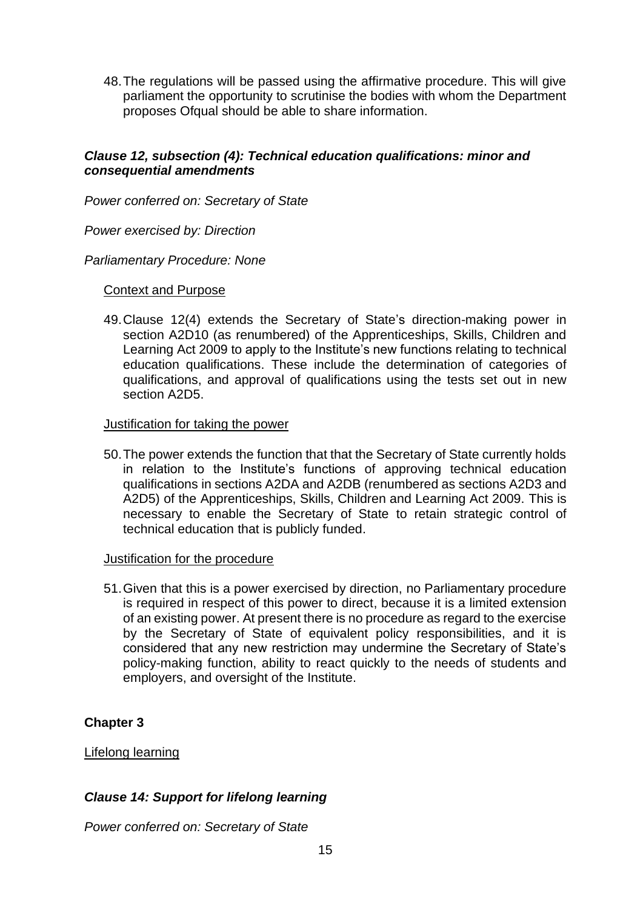48. The regulations will be passed using the affirmative procedure. This will give parliament the opportunity to scrutinise the bodies with whom the Department proposes Ofqual should be able to share information.

### *Clause 12, subsection (4): Technical education qualifications: minor and consequential amendments*

*Power conferred on: Secretary of State*

*Power exercised by: Direction*

*Parliamentary Procedure: None*

Context and Purpose

49. Clause 12(4) extends the Secretary of State's direction-making power in section A2D10 (as renumbered) of the Apprenticeships, Skills, Children and Learning Act 2009 to apply to the Institute's new functions relating to technical education qualifications. These include the determination of categories of qualifications, and approval of qualifications using the tests set out in new section A2D5.

Justification for taking the power

50. The power extends the function that that the Secretary of State currently holds in relation to the Institute's functions of approving technical education qualifications in sections A2DA and A2DB (renumbered as sections A2D3 and A2D5) of the Apprenticeships, Skills, Children and Learning Act 2009. This is necessary to enable the Secretary of State to retain strategic control of technical education that is publicly funded.

Justification for the procedure

51. Given that this is a power exercised by direction, no Parliamentary procedure is required in respect of this power to direct, because it is a limited extension of an existing power. At present there is no procedure as regard to the exercise by the Secretary of State of equivalent policy responsibilities, and it is considered that any new restriction may undermine the Secretary of State's policy-making function, ability to react quickly to the needs of students and employers, and oversight of the Institute.

## Chapter 3

Lifelong learning

### *Clause 14: Support for lifelong learning*

*Power conferred on: Secretary of State*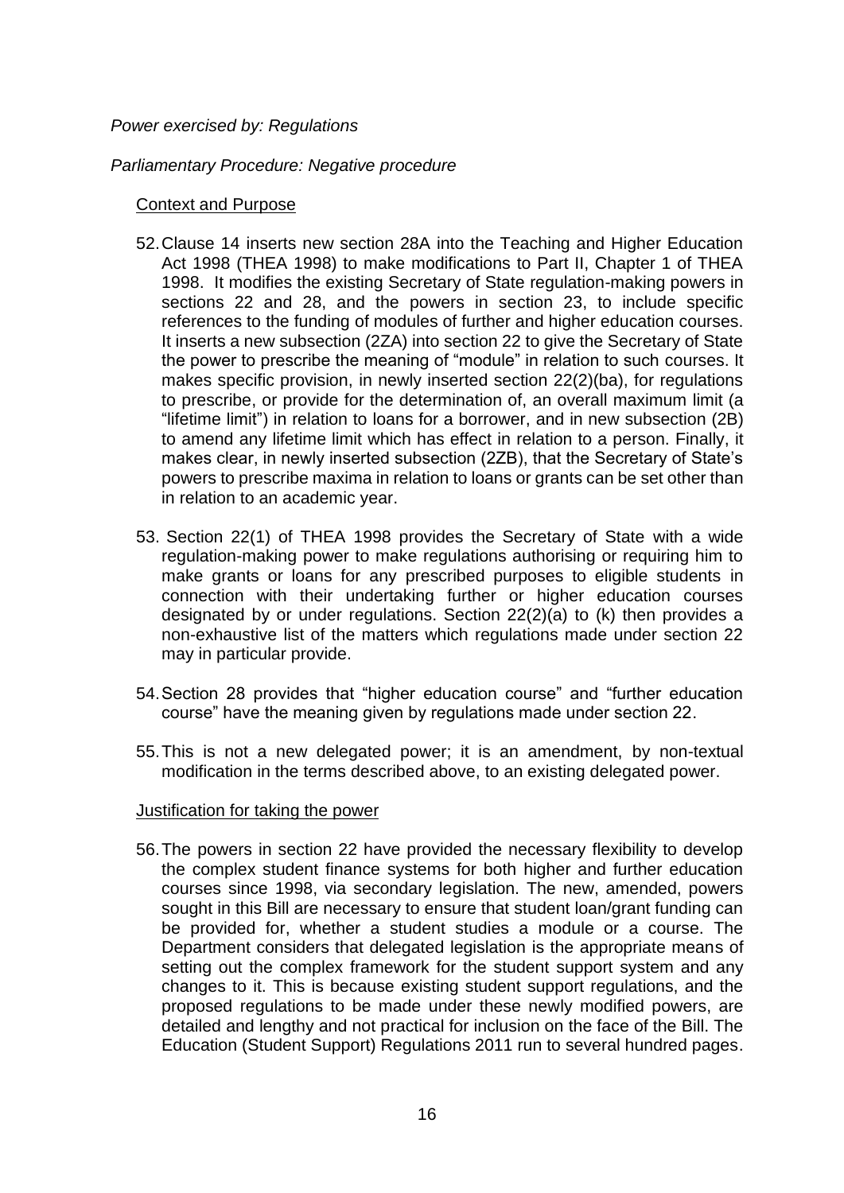*Power exercised by: Regulations*

*Parliamentary Procedure: Negative procedure*

Context and Purpose

52. Clause 14 inserts new section 28A into the Teaching and Higher Education Act 1998 (THEA 1998) to make modifications to Part II, Chapter 1 of THEA 1998. It modifies the existing Secretary of State regulation-making powers in sections 22 and 28, and the powers in section 23, to include specific references to the funding of modules of further and higher education courses. It inserts a new subsection (2ZA) into section 22 to give the Secretary of State the power to prescribe the meaning of "module" in relation to such courses. It makes specific provision, in newly inserted section 22(2)(ba), for regulations to prescribe, or provide for the determination of, an overall maximum limit (a "lifetime limit") in relation to loans for a borrower, and in new subsection (2B) to amend any lifetime limit which has effect in relation to a person. Finally, it makes clear, in newly inserted subsection (2ZB), that the Secretary of State's powers to prescribe maxima in relation to loans or grants can be set other than in relation to an academic year.

53. Section 22(1) of THEA 1998 provides the Secretary of State with a wide regulation-making power to make regulations authorising or requiring him to make grants or loans for any prescribed purposes to eligible students in connection with their undertaking further or higher education courses designated by or under regulations. Section 22(2)(a) to (k) then provides a non-exhaustive list of the matters which regulations made under section 22 may in particular provide.

54. Section 28 provides that "higher education course" and "further education course" have the meaning given by regulations made under section 22.

55. This is not a new delegated power; it is an amendment, by non-textual modification in the terms described above, to an existing delegated power.

Justification for taking the power

56. The powers in section 22 have provided the necessary flexibility to develop the complex student finance systems for both higher and further education courses since 1998, via secondary legislation. The new, amended, powers sought in this Bill are necessary to ensure that student loan/grant funding can be provided for, whether a student studies a module or a course. The Department considers that delegated legislation is the appropriate means of setting out the complex framework for the student support system and any changes to it. This is because existing student support regulations, and the proposed regulations to be made under these newly modified powers, are detailed and lengthy and not practical for inclusion on the face of the Bill. The Education (Student Support) Regulations 2011 run to several hundred pages.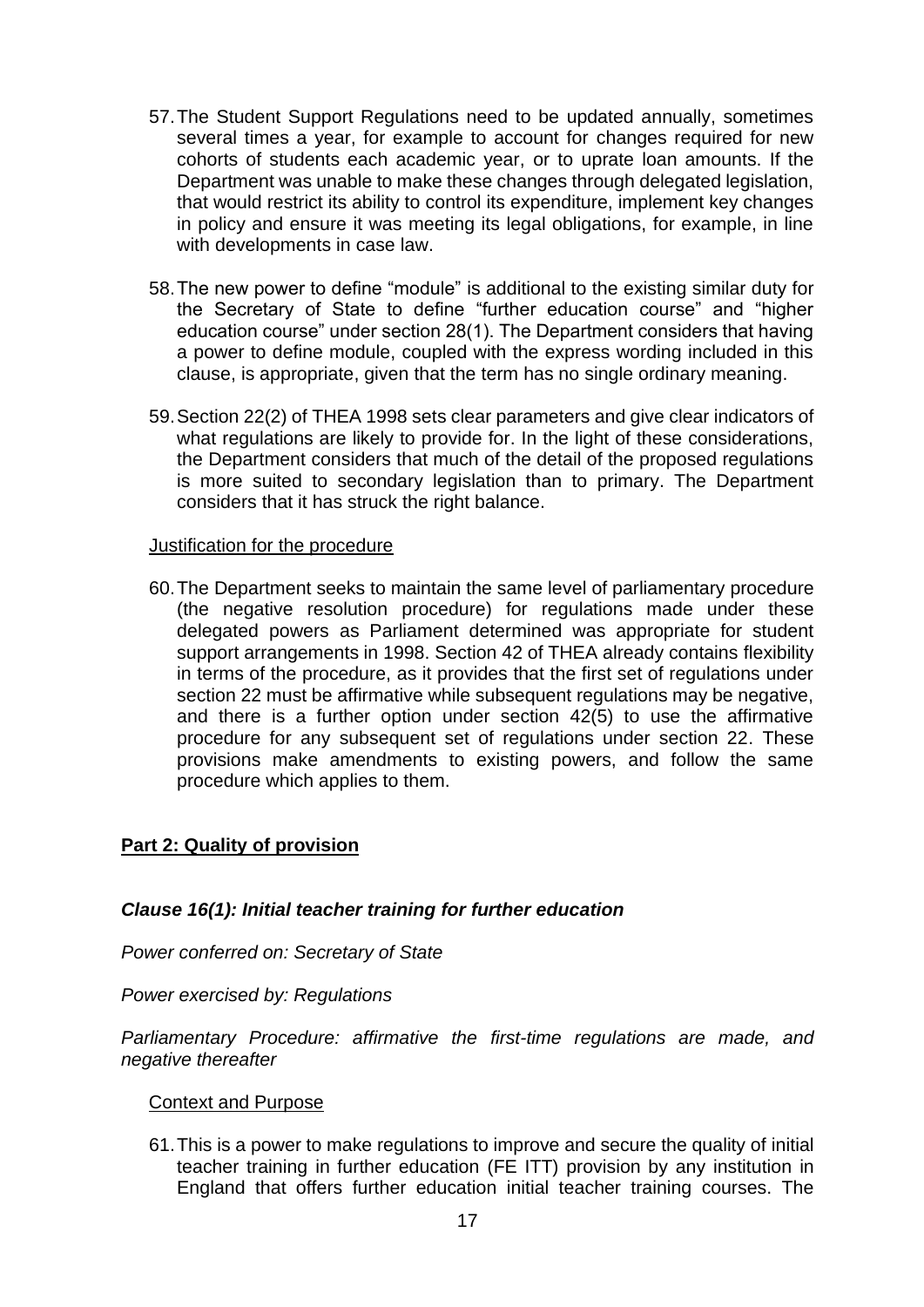57. The Student Support Regulations need to be updated annually, sometimes several times a year, for example to account for changes required for new cohorts of students each academic year, or to uprate loan amounts. If the Department was unable to make these changes through delegated legislation, that would restrict its ability to control its expenditure, implement key changes in policy and ensure it was meeting its legal obligations, for example, in line with developments in case law.

58. The new power to define "module" is additional to the existing similar duty for the Secretary of State to define "further education course" and "higher education course" under section 28(1). The Department considers that having a power to define module, coupled with the express wording included in this clause, is appropriate, given that the term has no single ordinary meaning.

59. Section 22(2) of THEA 1998 sets clear parameters and give clear indicators of what regulations are likely to provide for. In the light of these considerations, the Department considers that much of the detail of the proposed regulations is more suited to secondary legislation than to primary. The Department considers that it has struck the right balance.

<u>Justification for the procedure</u>

60. The Department seeks to maintain the same level of parliamentary procedure (the negative resolution procedure) for regulations made under these delegated powers as Parliament determined was appropriate for student support arrangements in 1998. Section 42 of THEA already contains flexibility in terms of the procedure, as it provides that the first set of regulations under section 22 must be affirmative while subsequent regulations may be negative, and there is a further option under section 42(5) to use the affirmative procedure for any subsequent set of regulations under section 22. These provisions make amendments to existing powers, and follow the same procedure which applies to them.

## Part 2: Quality of provision

### *Clause 16(1): Initial teacher training for further education*

*Power conferred on: Secretary of State*

*Power exercised by: Regulations*

*Parliamentary Procedure: affirmative the first-time regulations are made, and negative thereafter*

<u>Context and Purpose</u>

61. This is a power to make regulations to improve and secure the quality of initial teacher training in further education (FE ITT) provision by any institution in England that offers further education initial teacher training courses. The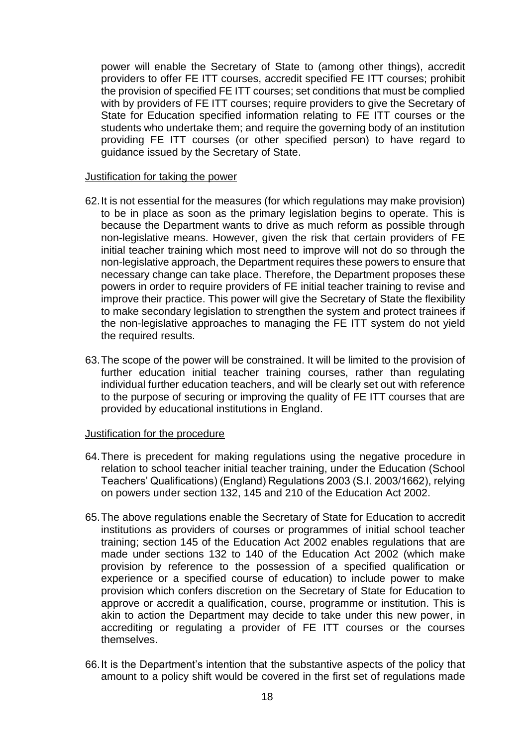power will enable the Secretary of State to (among other things), accredit providers to offer FE ITT courses, accredit specified FE ITT courses; prohibit the provision of specified FE ITT courses; set conditions that must be complied with by providers of FE ITT courses; require providers to give the Secretary of State for Education specified information relating to FE ITT courses or the students who undertake them; and require the governing body of an institution providing FE ITT courses (or other specified person) to have regard to guidance issued by the Secretary of State.

Justification for taking the power

62. It is not essential for the measures (for which regulations may make provision) to be in place as soon as the primary legislation begins to operate. This is because the Department wants to drive as much reform as possible through non-legislative means. However, given the risk that certain providers of FE initial teacher training which most need to improve will not do so through the non-legislative approach, the Department requires these powers to ensure that necessary change can take place. Therefore, the Department proposes these powers in order to require providers of FE initial teacher training to revise and improve their practice. This power will give the Secretary of State the flexibility to make secondary legislation to strengthen the system and protect trainees if the non-legislative approaches to managing the FE ITT system do not yield the required results.

63. The scope of the power will be constrained. It will be limited to the provision of further education initial teacher training courses, rather than regulating individual further education teachers, and will be clearly set out with reference to the purpose of securing or improving the quality of FE ITT courses that are provided by educational institutions in England.

Justification for the procedure

64. There is precedent for making regulations using the negative procedure in relation to school teacher initial teacher training, under the Education (School Teachers' Qualifications) (England) Regulations 2003 (S.I. 2003/1662), relying on powers under section 132, 145 and 210 of the Education Act 2002.

65. The above regulations enable the Secretary of State for Education to accredit institutions as providers of courses or programmes of initial school teacher training; section 145 of the Education Act 2002 enables regulations that are made under sections 132 to 140 of the Education Act 2002 (which make provision by reference to the possession of a specified qualification or experience or a specified course of education) to include power to make provision which confers discretion on the Secretary of State for Education to approve or accredit a qualification, course, programme or institution. This is akin to action the Department may decide to take under this new power, in accrediting or regulating a provider of FE ITT courses or the courses themselves.

66. It is the Department's intention that the substantive aspects of the policy that amount to a policy shift would be covered in the first set of regulations made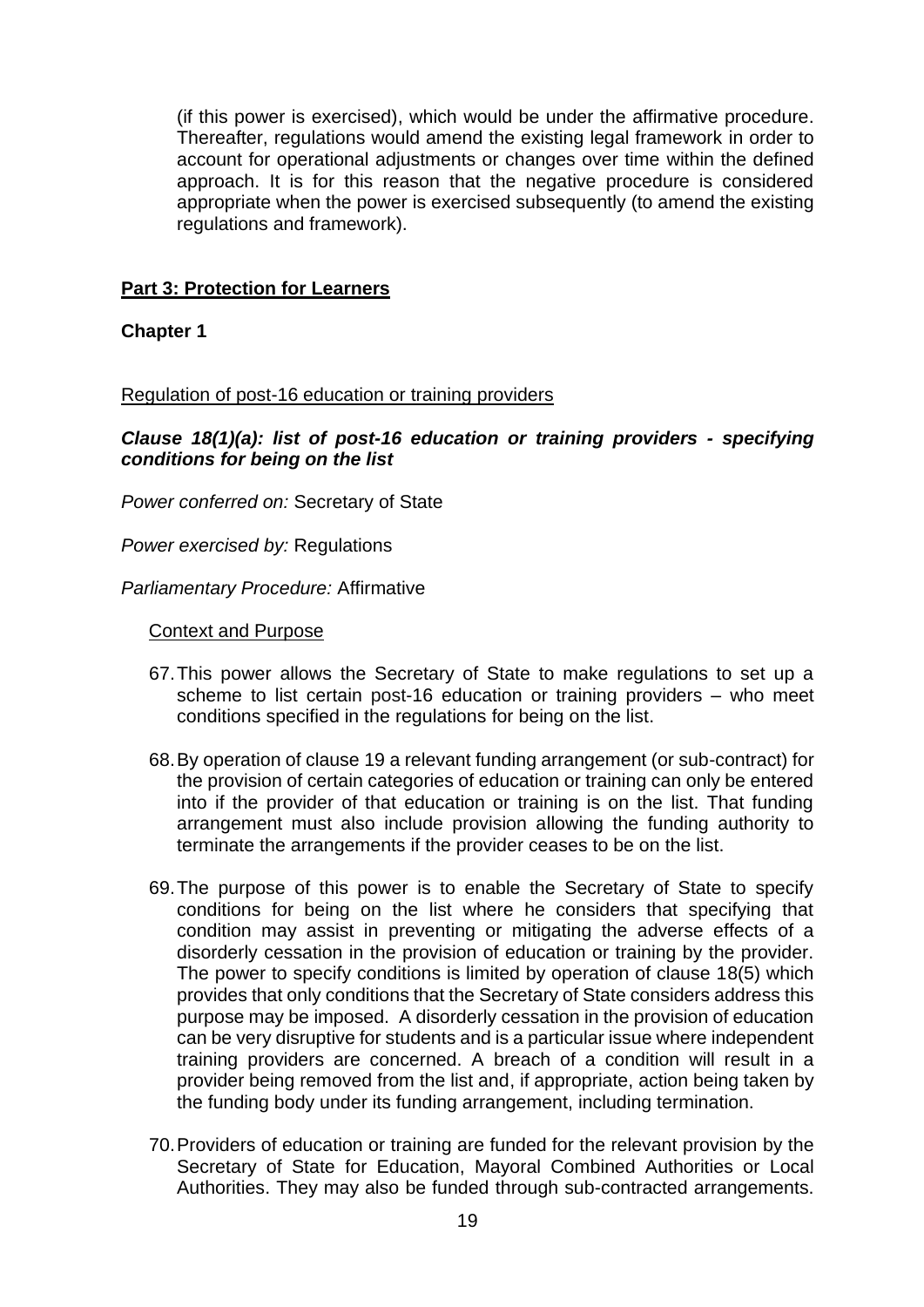(if this power is exercised), which would be under the affirmative procedure. Thereafter, regulations would amend the existing legal framework in order to account for operational adjustments or changes over time within the defined approach. It is for this reason that the negative procedure is considered appropriate when the power is exercised subsequently (to amend the existing regulations and framework).

## Part 3: Protection for Learners

### Chapter 1

Regulation of post-16 education or training providers

***Clause 18(1)(a): list of post-16 education or training providers - specifying conditions for being on the list***

*Power conferred on:* Secretary of State

*Power exercised by:* Regulations

*Parliamentary Procedure:* Affirmative

Context and Purpose

67. This power allows the Secretary of State to make regulations to set up a scheme to list certain post-16 education or training providers – who meet conditions specified in the regulations for being on the list.

68. By operation of clause 19 a relevant funding arrangement (or sub-contract) for the provision of certain categories of education or training can only be entered into if the provider of that education or training is on the list. That funding arrangement must also include provision allowing the funding authority to terminate the arrangements if the provider ceases to be on the list.

69. The purpose of this power is to enable the Secretary of State to specify conditions for being on the list where he considers that specifying that condition may assist in preventing or mitigating the adverse effects of a disorderly cessation in the provision of education or training by the provider. The power to specify conditions is limited by operation of clause 18(5) which provides that only conditions that the Secretary of State considers address this purpose may be imposed. A disorderly cessation in the provision of education can be very disruptive for students and is a particular issue where independent training providers are concerned. A breach of a condition will result in a provider being removed from the list and, if appropriate, action being taken by the funding body under its funding arrangement, including termination.

70. Providers of education or training are funded for the relevant provision by the Secretary of State for Education, Mayoral Combined Authorities or Local Authorities. They may also be funded through sub-contracted arrangements.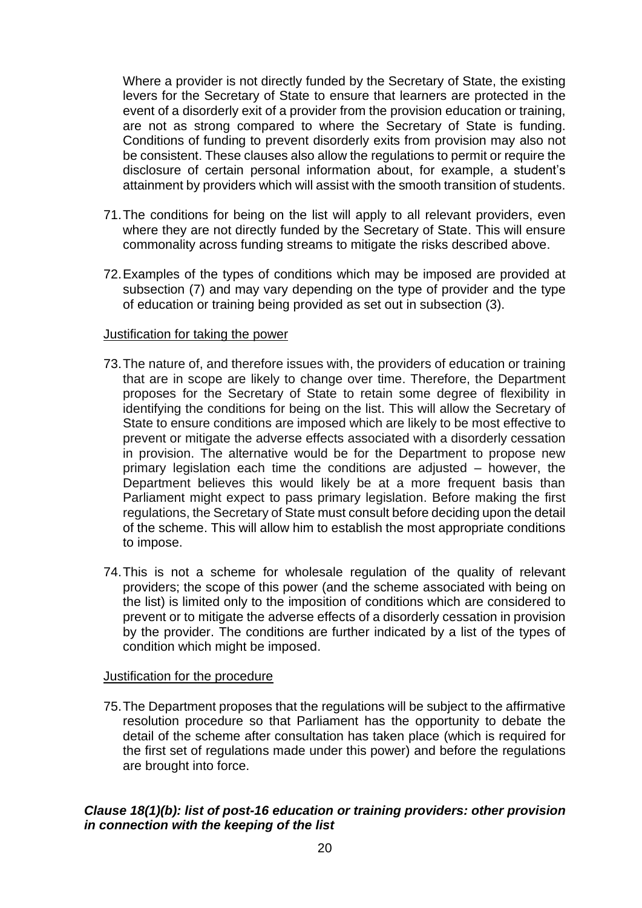Where a provider is not directly funded by the Secretary of State, the existing levers for the Secretary of State to ensure that learners are protected in the event of a disorderly exit of a provider from the provision education or training, are not as strong compared to where the Secretary of State is funding. Conditions of funding to prevent disorderly exits from provision may also not be consistent. These clauses also allow the regulations to permit or require the disclosure of certain personal information about, for example, a student's attainment by providers which will assist with the smooth transition of students.

71. The conditions for being on the list will apply to all relevant providers, even where they are not directly funded by the Secretary of State. This will ensure commonality across funding streams to mitigate the risks described above.

72. Examples of the types of conditions which may be imposed are provided at subsection (7) and may vary depending on the type of provider and the type of education or training being provided as set out in subsection (3).

Justification for taking the power

73. The nature of, and therefore issues with, the providers of education or training that are in scope are likely to change over time. Therefore, the Department proposes for the Secretary of State to retain some degree of flexibility in identifying the conditions for being on the list. This will allow the Secretary of State to ensure conditions are imposed which are likely to be most effective to prevent or mitigate the adverse effects associated with a disorderly cessation in provision. The alternative would be for the Department to propose new primary legislation each time the conditions are adjusted – however, the Department believes this would likely be at a more frequent basis than Parliament might expect to pass primary legislation. Before making the first regulations, the Secretary of State must consult before deciding upon the detail of the scheme. This will allow him to establish the most appropriate conditions to impose.

74. This is not a scheme for wholesale regulation of the quality of relevant providers; the scope of this power (and the scheme associated with being on the list) is limited only to the imposition of conditions which are considered to prevent or to mitigate the adverse effects of a disorderly cessation in provision by the provider. The conditions are further indicated by a list of the types of condition which might be imposed.

Justification for the procedure

75. The Department proposes that the regulations will be subject to the affirmative resolution procedure so that Parliament has the opportunity to debate the detail of the scheme after consultation has taken place (which is required for the first set of regulations made under this power) and before the regulations are brought into force.

***Clause 18(1)(b): list of post-16 education or training providers: other provision in connection with the keeping of the list***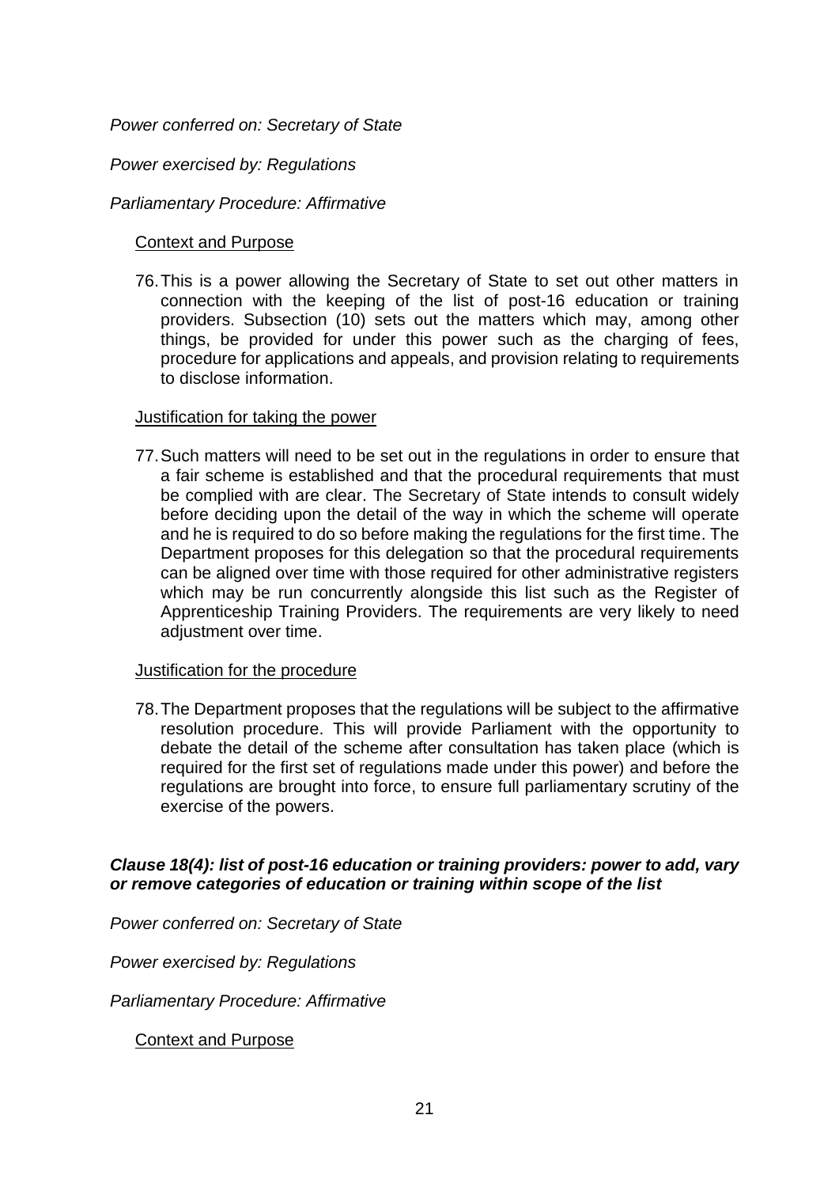*Power conferred on: Secretary of State*

*Power exercised by: Regulations*

*Parliamentary Procedure: Affirmative*

Context and Purpose

76. This is a power allowing the Secretary of State to set out other matters in connection with the keeping of the list of post-16 education or training providers. Subsection (10) sets out the matters which may, among other things, be provided for under this power such as the charging of fees, procedure for applications and appeals, and provision relating to requirements to disclose information.

Justification for taking the power

77. Such matters will need to be set out in the regulations in order to ensure that a fair scheme is established and that the procedural requirements that must be complied with are clear. The Secretary of State intends to consult widely before deciding upon the detail of the way in which the scheme will operate and he is required to do so before making the regulations for the first time. The Department proposes for this delegation so that the procedural requirements can be aligned over time with those required for other administrative registers which may be run concurrently alongside this list such as the Register of Apprenticeship Training Providers. The requirements are very likely to need adjustment over time.

Justification for the procedure

78. The Department proposes that the regulations will be subject to the affirmative resolution procedure. This will provide Parliament with the opportunity to debate the detail of the scheme after consultation has taken place (which is required for the first set of regulations made under this power) and before the regulations are brought into force, to ensure full parliamentary scrutiny of the exercise of the powers.

***Clause 18(4): list of post-16 education or training providers: power to add, vary or remove categories of education or training within scope of the list***

*Power conferred on: Secretary of State*

*Power exercised by: Regulations*

*Parliamentary Procedure: Affirmative*

Context and Purpose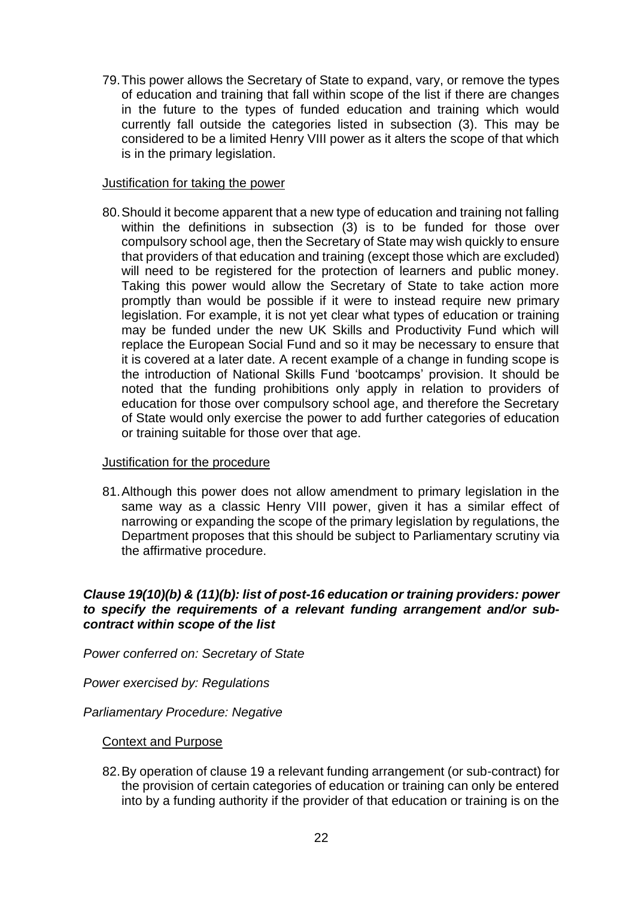79. This power allows the Secretary of State to expand, vary, or remove the types of education and training that fall within scope of the list if there are changes in the future to the types of funded education and training which would currently fall outside the categories listed in subsection (3). This may be considered to be a limited Henry VIII power as it alters the scope of that which is in the primary legislation.

Justification for taking the power

80. Should it become apparent that a new type of education and training not falling within the definitions in subsection (3) is to be funded for those over compulsory school age, then the Secretary of State may wish quickly to ensure that providers of that education and training (except those which are excluded) will need to be registered for the protection of learners and public money. Taking this power would allow the Secretary of State to take action more promptly than would be possible if it were to instead require new primary legislation. For example, it is not yet clear what types of education or training may be funded under the new UK Skills and Productivity Fund which will replace the European Social Fund and so it may be necessary to ensure that it is covered at a later date. A recent example of a change in funding scope is the introduction of National Skills Fund 'bootcamps' provision. It should be noted that the funding prohibitions only apply in relation to providers of education for those over compulsory school age, and therefore the Secretary of State would only exercise the power to add further categories of education or training suitable for those over that age.

Justification for the procedure

81. Although this power does not allow amendment to primary legislation in the same way as a classic Henry VIII power, given it has a similar effect of narrowing or expanding the scope of the primary legislation by regulations, the Department proposes that this should be subject to Parliamentary scrutiny via the affirmative procedure.

***Clause 19(10)(b) & (11)(b): list of post-16 education or training providers: power to specify the requirements of a relevant funding arrangement and/or sub-contract within scope of the list***

*Power conferred on: Secretary of State*

*Power exercised by: Regulations*

*Parliamentary Procedure: Negative*

Context and Purpose

82. By operation of clause 19 a relevant funding arrangement (or sub-contract) for the provision of certain categories of education or training can only be entered into by a funding authority if the provider of that education or training is on the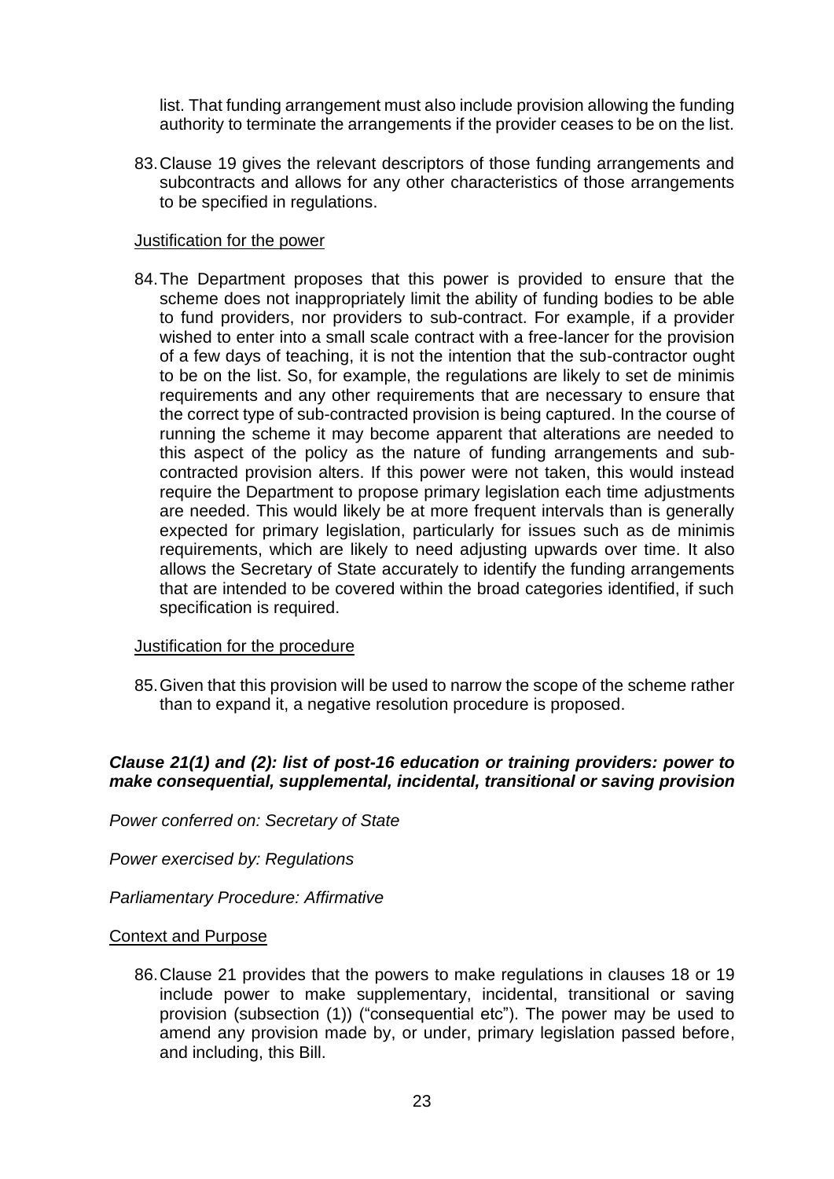list. That funding arrangement must also include provision allowing the funding authority to terminate the arrangements if the provider ceases to be on the list.

83. Clause 19 gives the relevant descriptors of those funding arrangements and subcontracts and allows for any other characteristics of those arrangements to be specified in regulations.

Justification for the power

84. The Department proposes that this power is provided to ensure that the scheme does not inappropriately limit the ability of funding bodies to be able to fund providers, nor providers to sub-contract. For example, if a provider wished to enter into a small scale contract with a free-lancer for the provision of a few days of teaching, it is not the intention that the sub-contractor ought to be on the list. So, for example, the regulations are likely to set de minimis requirements and any other requirements that are necessary to ensure that the correct type of sub-contracted provision is being captured. In the course of running the scheme it may become apparent that alterations are needed to this aspect of the policy as the nature of funding arrangements and sub-contracted provision alters. If this power were not taken, this would instead require the Department to propose primary legislation each time adjustments are needed. This would likely be at more frequent intervals than is generally expected for primary legislation, particularly for issues such as de minimis requirements, which are likely to need adjusting upwards over time. It also allows the Secretary of State accurately to identify the funding arrangements that are intended to be covered within the broad categories identified, if such specification is required.

Justification for the procedure

85. Given that this provision will be used to narrow the scope of the scheme rather than to expand it, a negative resolution procedure is proposed.

### *Clause 21(1) and (2): list of post-16 education or training providers: power to make consequential, supplemental, incidental, transitional or saving provision*

*Power conferred on: Secretary of State*

*Power exercised by: Regulations*

*Parliamentary Procedure: Affirmative*

Context and Purpose

86. Clause 21 provides that the powers to make regulations in clauses 18 or 19 include power to make supplementary, incidental, transitional or saving provision (subsection (1)) ("consequential etc"). The power may be used to amend any provision made by, or under, primary legislation passed before, and including, this Bill.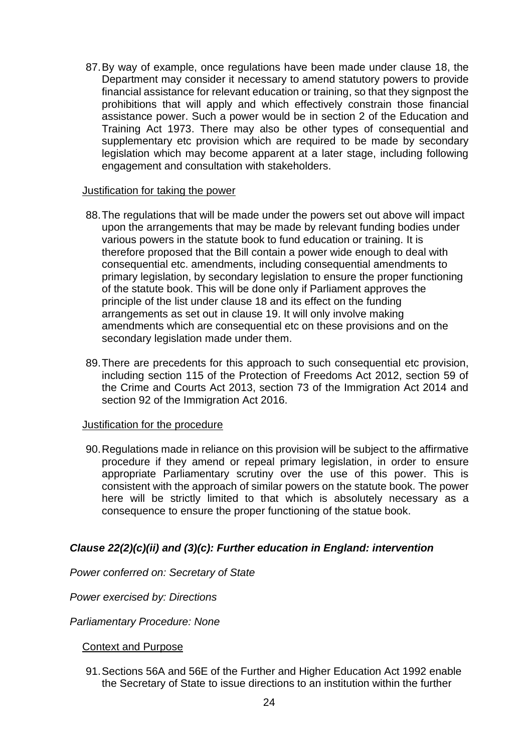87. By way of example, once regulations have been made under clause 18, the Department may consider it necessary to amend statutory powers to provide financial assistance for relevant education or training, so that they signpost the prohibitions that will apply and which effectively constrain those financial assistance power. Such a power would be in section 2 of the Education and Training Act 1973. There may also be other types of consequential and supplementary etc provision which are required to be made by secondary legislation which may become apparent at a later stage, including following engagement and consultation with stakeholders.

Justification for taking the power

88. The regulations that will be made under the powers set out above will impact upon the arrangements that may be made by relevant funding bodies under various powers in the statute book to fund education or training. It is therefore proposed that the Bill contain a power wide enough to deal with consequential etc. amendments, including consequential amendments to primary legislation, by secondary legislation to ensure the proper functioning of the statute book. This will be done only if Parliament approves the principle of the list under clause 18 and its effect on the funding arrangements as set out in clause 19. It will only involve making amendments which are consequential etc on these provisions and on the secondary legislation made under them.

89. There are precedents for this approach to such consequential etc provision, including section 115 of the Protection of Freedoms Act 2012, section 59 of the Crime and Courts Act 2013, section 73 of the Immigration Act 2014 and section 92 of the Immigration Act 2016.

Justification for the procedure

90. Regulations made in reliance on this provision will be subject to the affirmative procedure if they amend or repeal primary legislation, in order to ensure appropriate Parliamentary scrutiny over the use of this power. This is consistent with the approach of similar powers on the statute book. The power here will be strictly limited to that which is absolutely necessary as a consequence to ensure the proper functioning of the statue book.

### *Clause 22(2)(c)(ii) and (3)(c): Further education in England: intervention*

*Power conferred on: Secretary of State*

*Power exercised by: Directions*

*Parliamentary Procedure: None*

Context and Purpose

91. Sections 56A and 56E of the Further and Higher Education Act 1992 enable the Secretary of State to issue directions to an institution within the further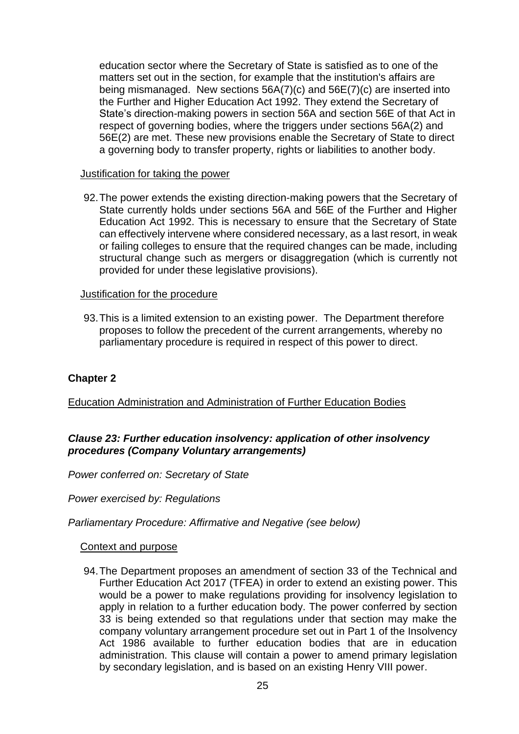education sector where the Secretary of State is satisfied as to one of the matters set out in the section, for example that the institution's affairs are being mismanaged. New sections 56A(7)(c) and 56E(7)(c) are inserted into the Further and Higher Education Act 1992. They extend the Secretary of State's direction-making powers in section 56A and section 56E of that Act in respect of governing bodies, where the triggers under sections 56A(2) and 56E(2) are met. These new provisions enable the Secretary of State to direct a governing body to transfer property, rights or liabilities to another body.

Justification for taking the power

92. The power extends the existing direction-making powers that the Secretary of State currently holds under sections 56A and 56E of the Further and Higher Education Act 1992. This is necessary to ensure that the Secretary of State can effectively intervene where considered necessary, as a last resort, in weak or failing colleges to ensure that the required changes can be made, including structural change such as mergers or disaggregation (which is currently not provided for under these legislative provisions).

Justification for the procedure

93. This is a limited extension to an existing power. The Department therefore proposes to follow the precedent of the current arrangements, whereby no parliamentary procedure is required in respect of this power to direct.

## Chapter 2

Education Administration and Administration of Further Education Bodies

### *Clause 23: Further education insolvency: application of other insolvency procedures (Company Voluntary arrangements)*

*Power conferred on: Secretary of State*

*Power exercised by: Regulations*

*Parliamentary Procedure: Affirmative and Negative (see below)*

Context and purpose

94. The Department proposes an amendment of section 33 of the Technical and Further Education Act 2017 (TFEA) in order to extend an existing power. This would be a power to make regulations providing for insolvency legislation to apply in relation to a further education body. The power conferred by section 33 is being extended so that regulations under that section may make the company voluntary arrangement procedure set out in Part 1 of the Insolvency Act 1986 available to further education bodies that are in education administration. This clause will contain a power to amend primary legislation by secondary legislation, and is based on an existing Henry VIII power.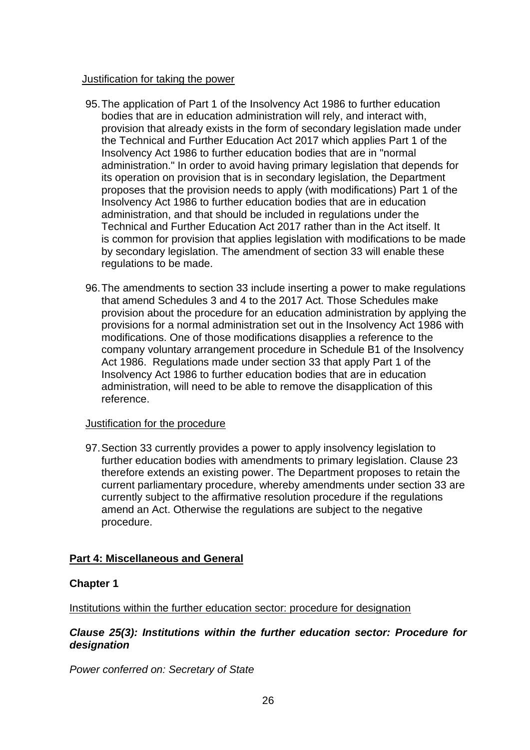Justification for taking the power

95. The application of Part 1 of the Insolvency Act 1986 to further education bodies that are in education administration will rely, and interact with, provision that already exists in the form of secondary legislation made under the Technical and Further Education Act 2017 which applies Part 1 of the Insolvency Act 1986 to further education bodies that are in "normal administration." In order to avoid having primary legislation that depends for its operation on provision that is in secondary legislation, the Department proposes that the provision needs to apply (with modifications) Part 1 of the Insolvency Act 1986 to further education bodies that are in education administration, and that should be included in regulations under the Technical and Further Education Act 2017 rather than in the Act itself. It is common for provision that applies legislation with modifications to be made by secondary legislation. The amendment of section 33 will enable these regulations to be made.

96. The amendments to section 33 include inserting a power to make regulations that amend Schedules 3 and 4 to the 2017 Act. Those Schedules make provision about the procedure for an education administration by applying the provisions for a normal administration set out in the Insolvency Act 1986 with modifications. One of those modifications disapplies a reference to the company voluntary arrangement procedure in Schedule B1 of the Insolvency Act 1986. Regulations made under section 33 that apply Part 1 of the Insolvency Act 1986 to further education bodies that are in education administration, will need to be able to remove the disapplication of this reference.

Justification for the procedure

97. Section 33 currently provides a power to apply insolvency legislation to further education bodies with amendments to primary legislation. Clause 23 therefore extends an existing power. The Department proposes to retain the current parliamentary procedure, whereby amendments under section 33 are currently subject to the affirmative resolution procedure if the regulations amend an Act. Otherwise the regulations are subject to the negative procedure.

## Part 4: Miscellaneous and General

### Chapter 1

Institutions within the further education sector: procedure for designation

#### *Clause 25(3): Institutions within the further education sector: Procedure for designation*

*Power conferred on: Secretary of State*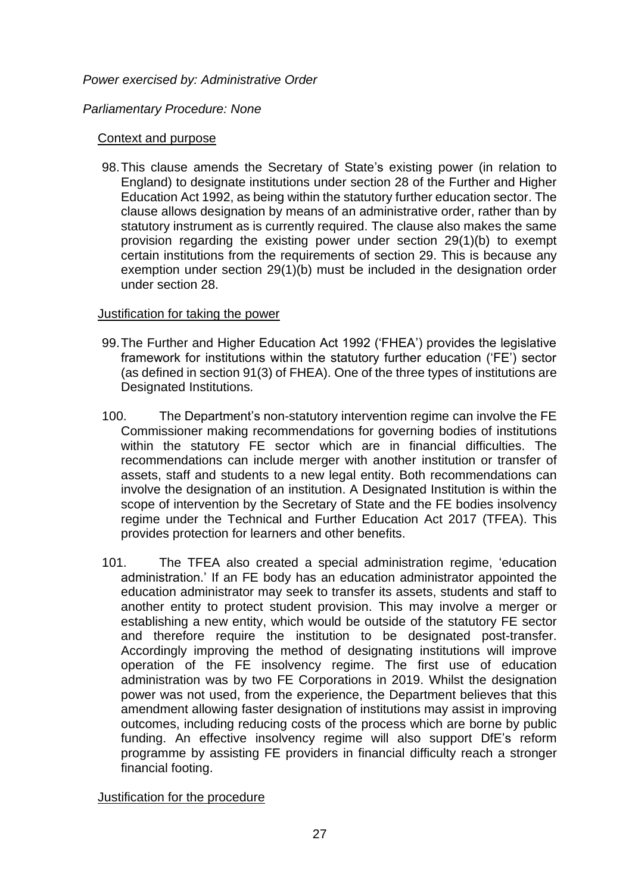*Power exercised by: Administrative Order*

*Parliamentary Procedure: None*

Context and purpose

98. This clause amends the Secretary of State's existing power (in relation to England) to designate institutions under section 28 of the Further and Higher Education Act 1992, as being within the statutory further education sector. The clause allows designation by means of an administrative order, rather than by statutory instrument as is currently required. The clause also makes the same provision regarding the existing power under section 29(1)(b) to exempt certain institutions from the requirements of section 29. This is because any exemption under section 29(1)(b) must be included in the designation order under section 28.

Justification for taking the power

99. The Further and Higher Education Act 1992 ('FHEA') provides the legislative framework for institutions within the statutory further education ('FE') sector (as defined in section 91(3) of FHEA). One of the three types of institutions are Designated Institutions.

100. The Department's non-statutory intervention regime can involve the FE Commissioner making recommendations for governing bodies of institutions within the statutory FE sector which are in financial difficulties. The recommendations can include merger with another institution or transfer of assets, staff and students to a new legal entity. Both recommendations can involve the designation of an institution. A Designated Institution is within the scope of intervention by the Secretary of State and the FE bodies insolvency regime under the Technical and Further Education Act 2017 (TFEA). This provides protection for learners and other benefits.

101. The TFEA also created a special administration regime, 'education administration.' If an FE body has an education administrator appointed the education administrator may seek to transfer its assets, students and staff to another entity to protect student provision. This may involve a merger or establishing a new entity, which would be outside of the statutory FE sector and therefore require the institution to be designated post-transfer. Accordingly improving the method of designating institutions will improve operation of the FE insolvency regime. The first use of education administration was by two FE Corporations in 2019. Whilst the designation power was not used, from the experience, the Department believes that this amendment allowing faster designation of institutions may assist in improving outcomes, including reducing costs of the process which are borne by public funding. An effective insolvency regime will also support DfE's reform programme by assisting FE providers in financial difficulty reach a stronger financial footing.

Justification for the procedure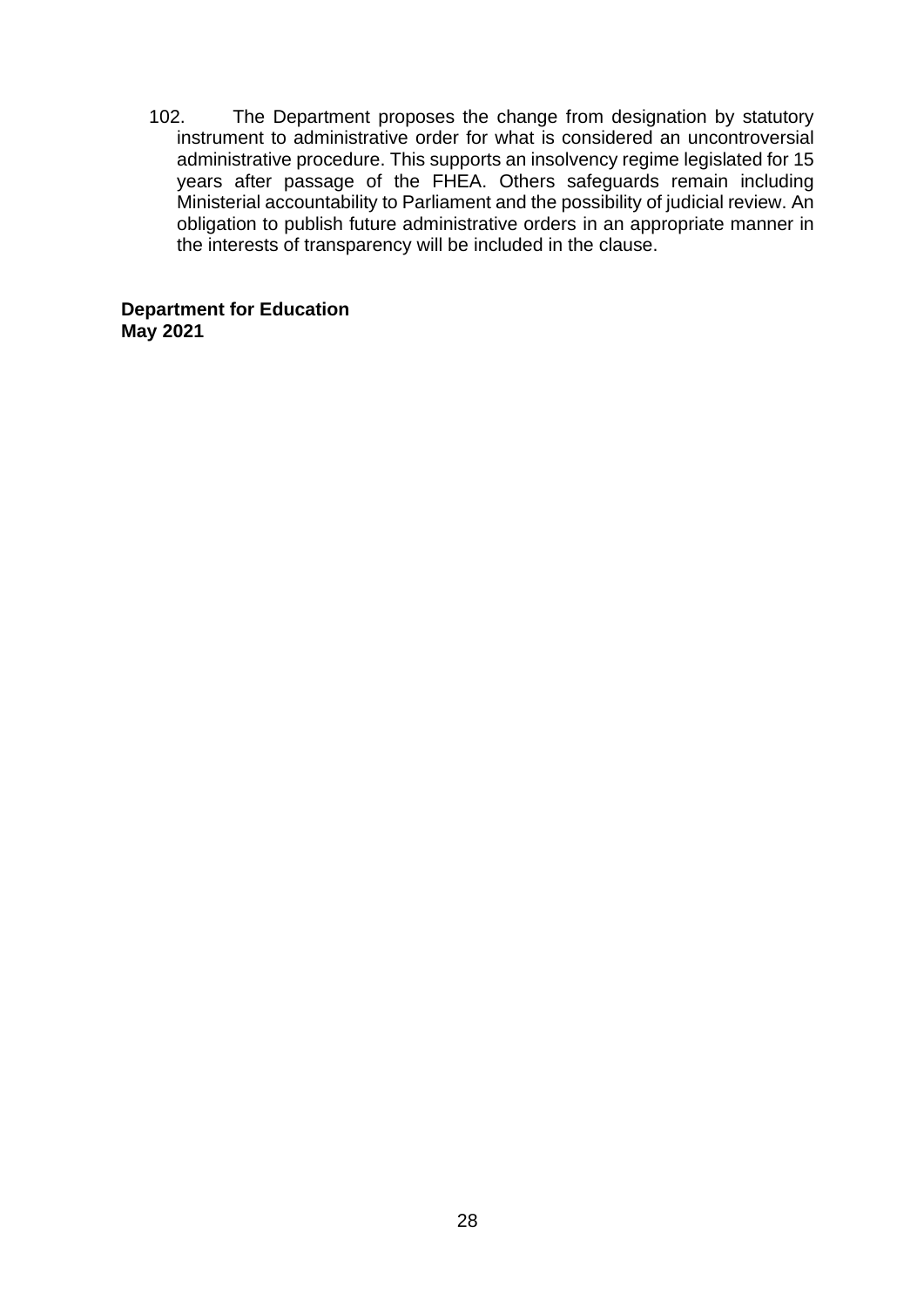102. The Department proposes the change from designation by statutory instrument to administrative order for what is considered an uncontroversial administrative procedure. This supports an insolvency regime legislated for 15 years after passage of the FHEA. Others safeguards remain including Ministerial accountability to Parliament and the possibility of judicial review. An obligation to publish future administrative orders in an appropriate manner in the interests of transparency will be included in the clause.

**Department for Education**
**May 2021**